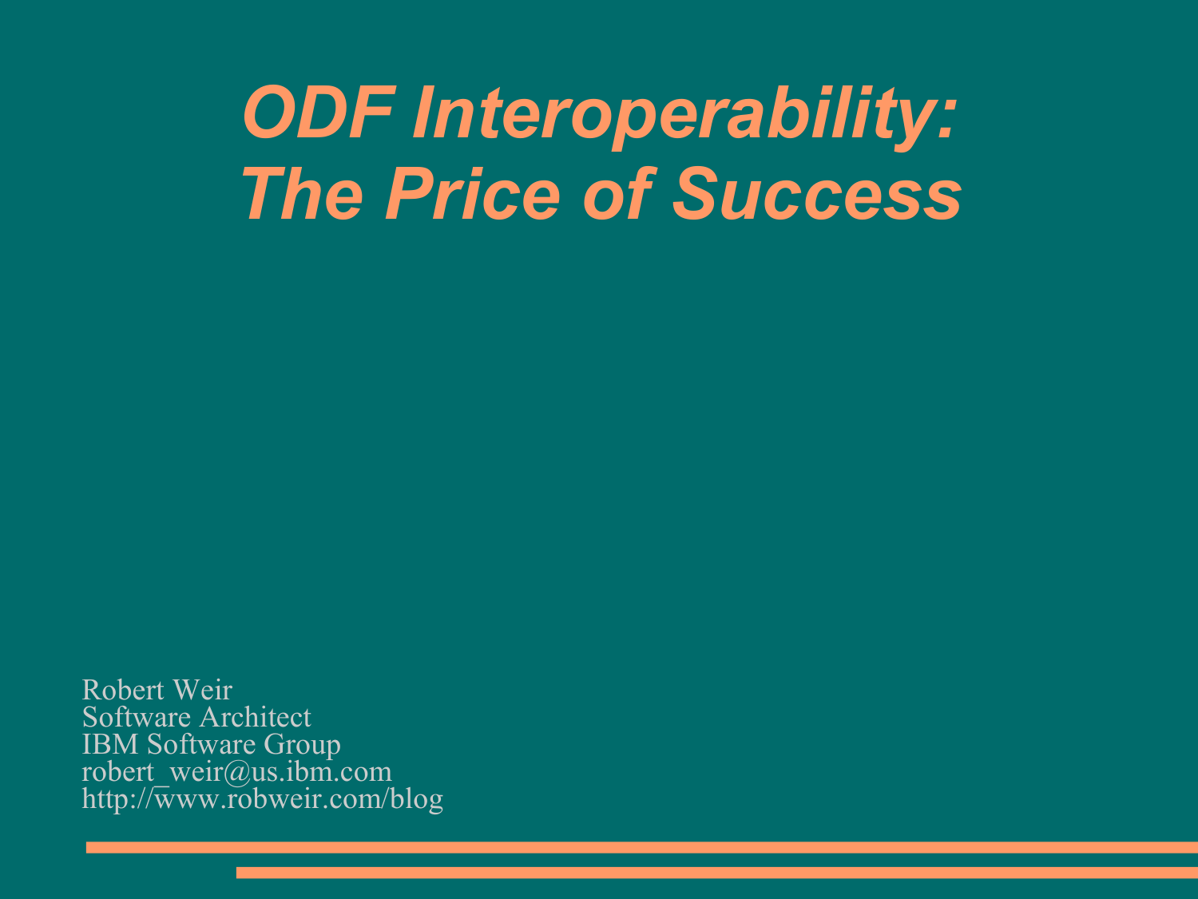# *ODF Interoperability: The Price of Success*

Robert Weir
Software Architect
IBM Software Group
robert_weir@us.ibm.com
http://www.robweir.com/blog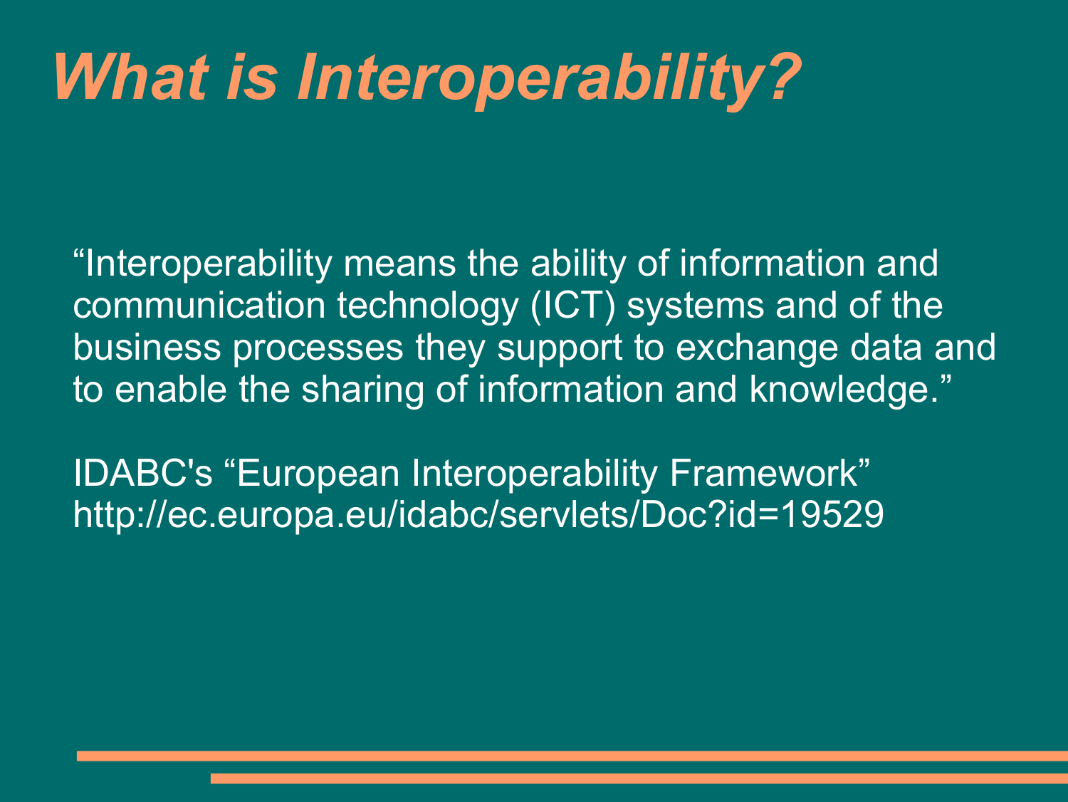# *What is Interoperability?*

“Interoperability means the ability of information and communication technology (ICT) systems and of the business processes they support to exchange data and to enable the sharing of information and knowledge.”

IDABC's “European Interoperability Framework”
http://ec.europa.eu/idabc/servlets/Doc?id=19529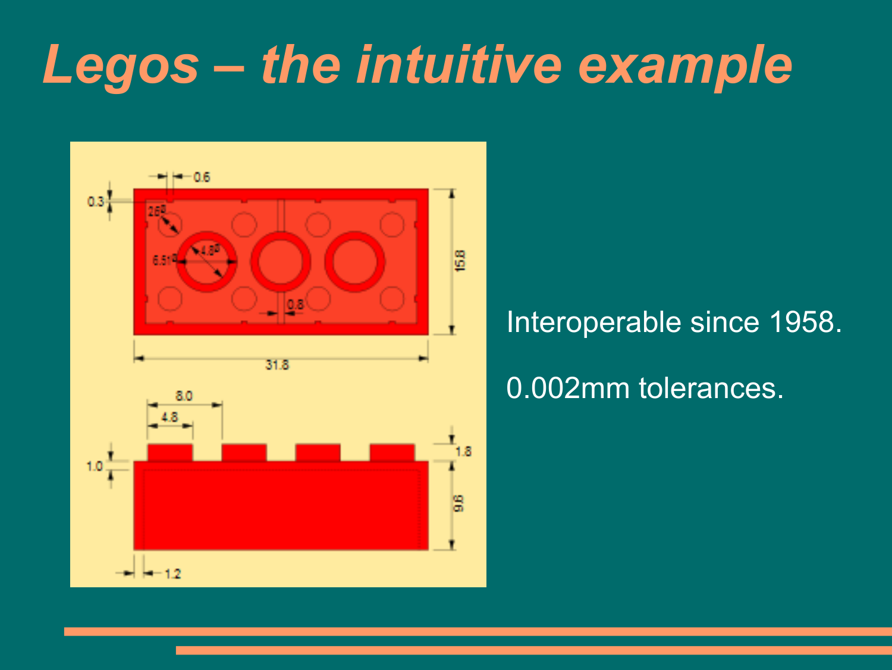# *Legos – the intuitive example*

Interoperable since 1958.

0.002mm tolerances.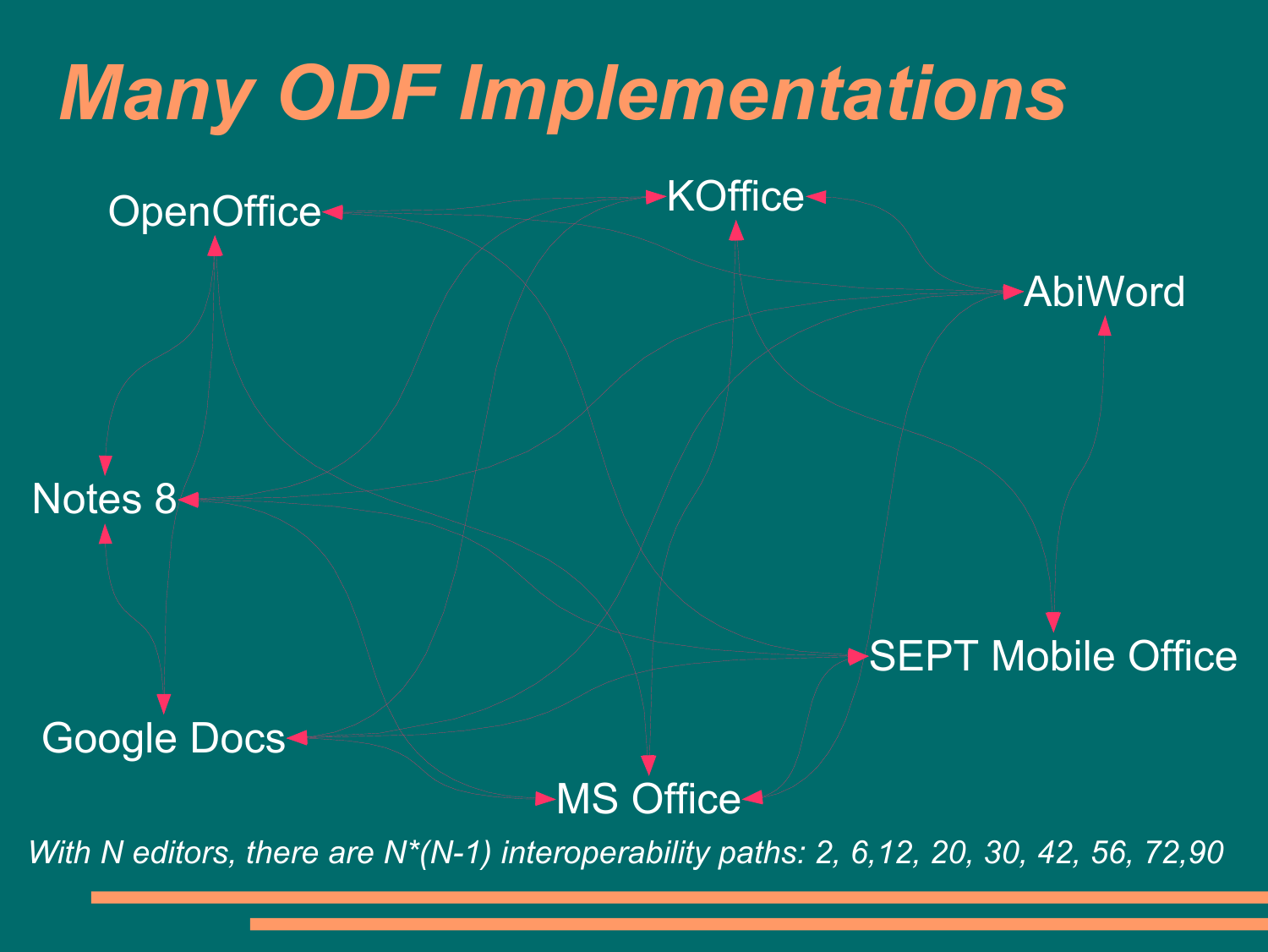# Many ODF Implementations

OpenOffice

KOffice

AbiWord

Notes 8

SEPT Mobile Office

Google Docs

MS Office

*With N editors, there are N*(N-1) interoperability paths: 2, 6,12, 20, 30, 42, 56, 72,90*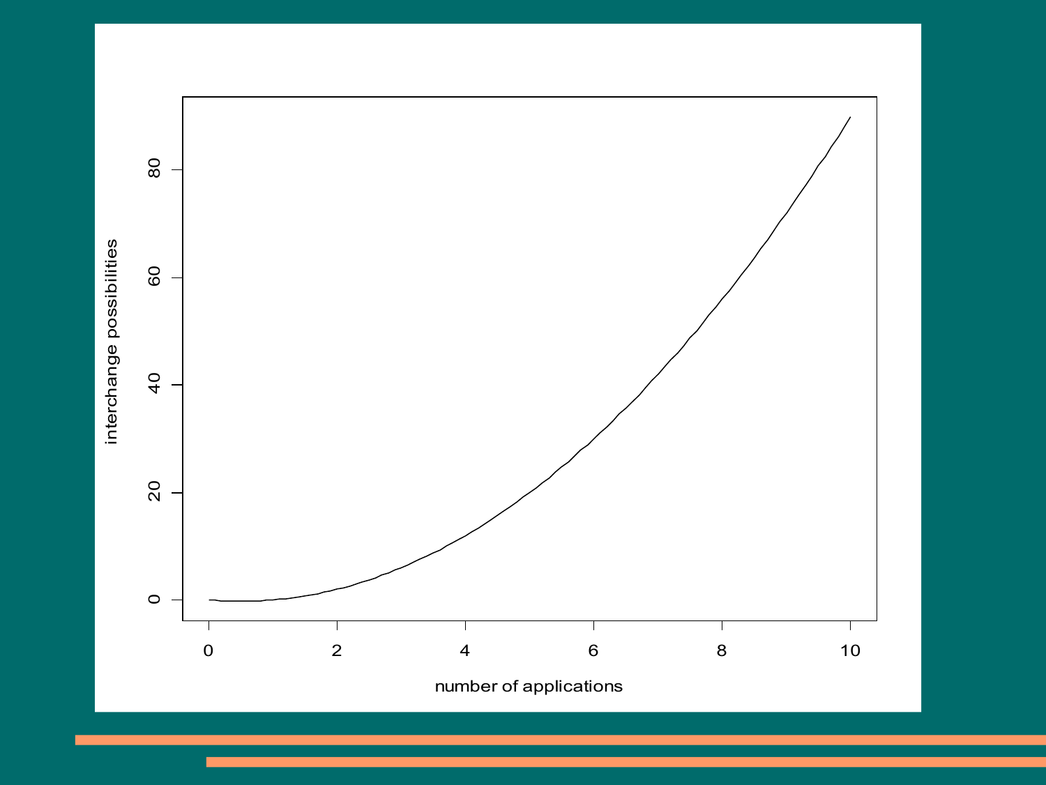interchange possibilities

number of applications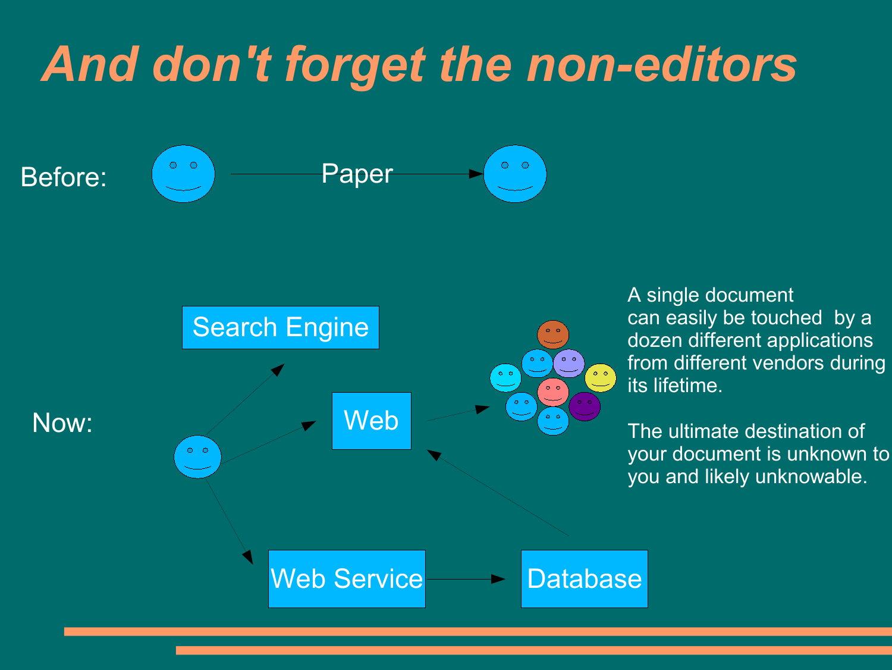# And don't forget the non-editors

Before:

Paper

Now:

Search Engine

Web

Web Service

Database

A single document can easily be touched by a dozen different applications from different vendors during its lifetime.

The ultimate destination of your document is unknown to you and likely unknowable.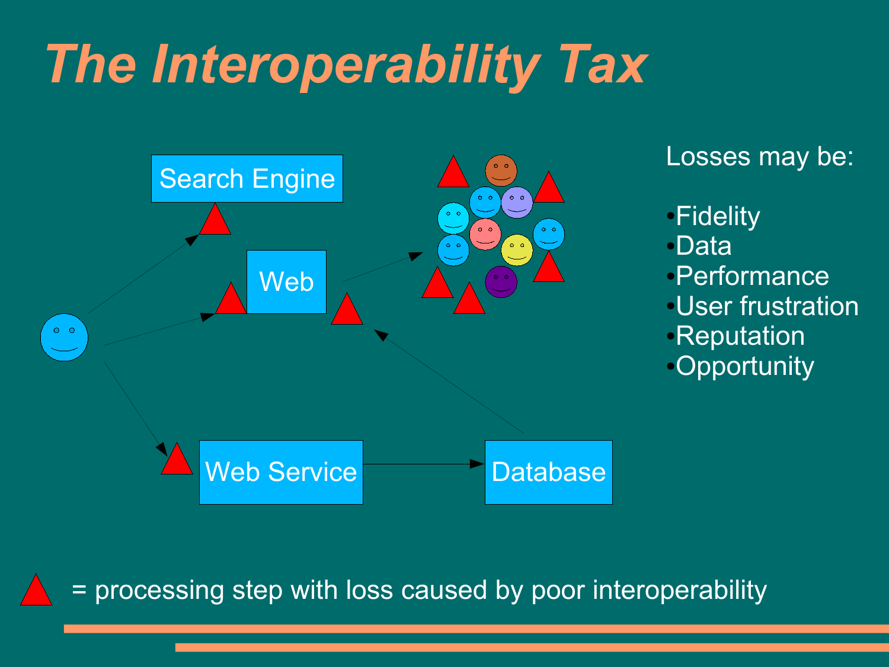# *The Interoperability Tax*

Search Engine

Web

Web Service

Database

Losses may be:

- Fidelity
- Data
- Performance
- User frustration
- Reputation
- Opportunity

▲ = processing step with loss caused by poor interoperability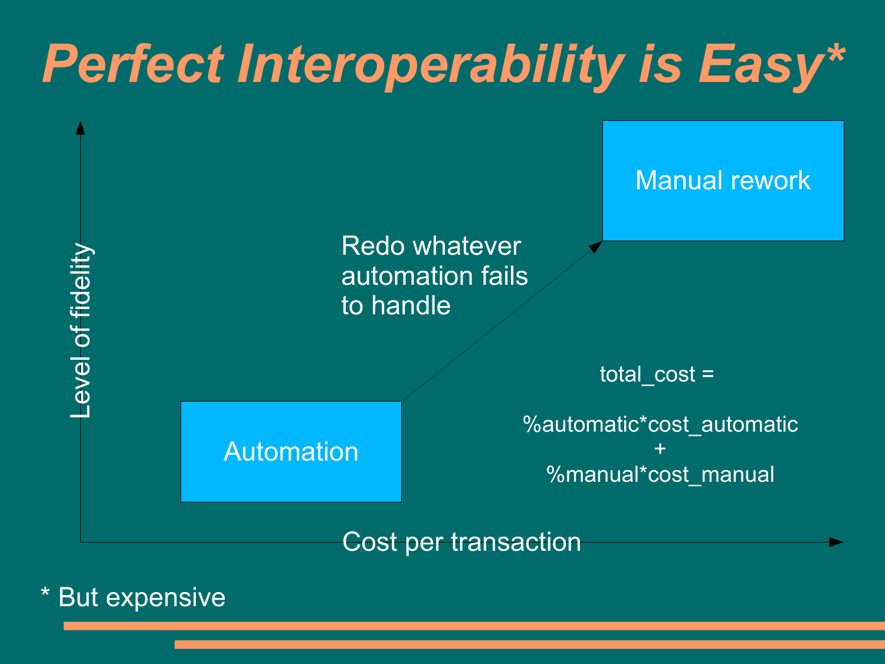# Perfect Interoperability is Easy*

Level of fidelity

Manual rework

Redo whatever automation fails to handle

Automation

Cost per transaction

total_cost =

%automatic*cost_automatic
+
%manual*cost_manual

* But expensive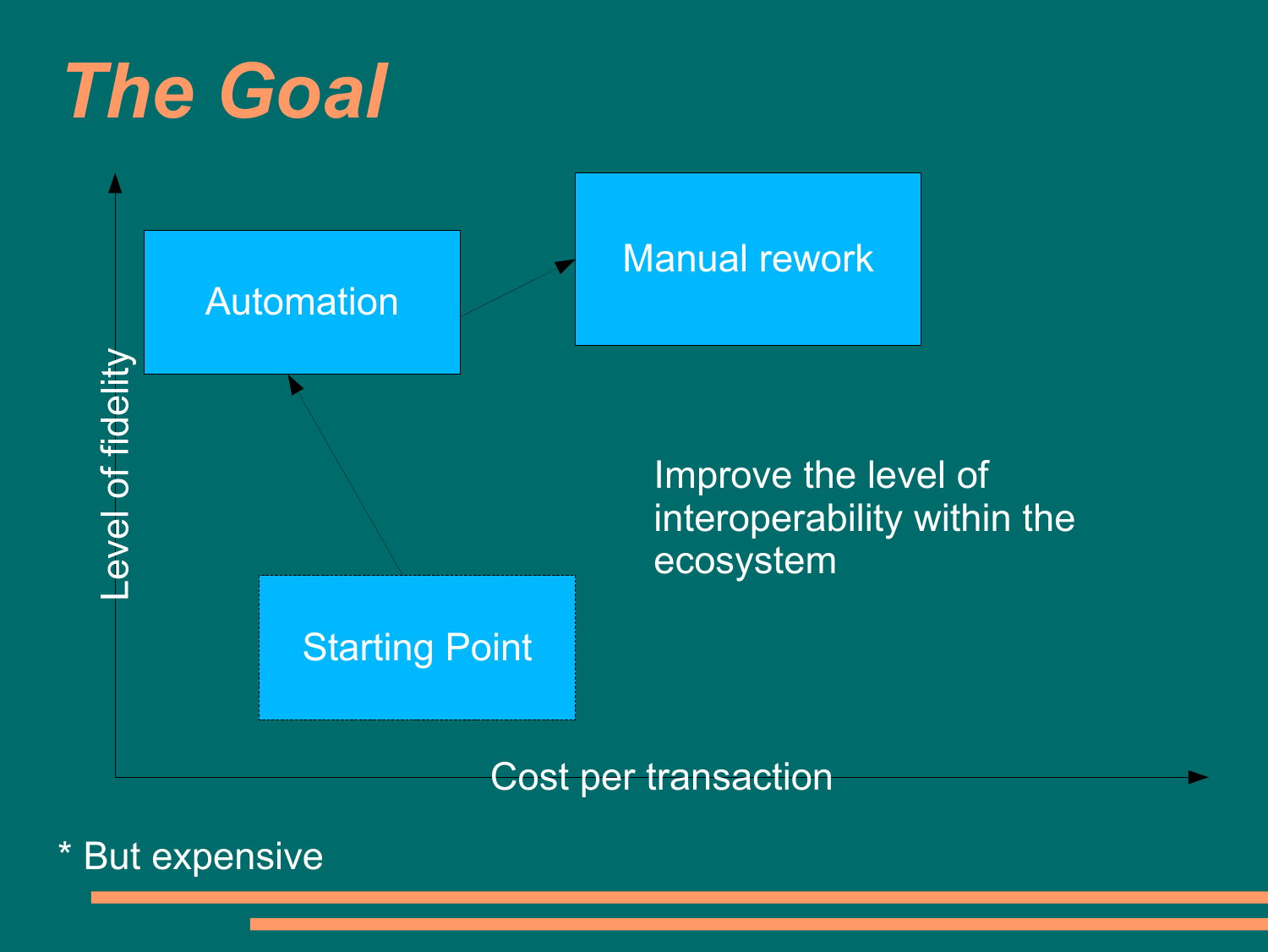# The Goal

Level of fidelity

Automation

Manual rework

Starting Point

Cost per transaction

Improve the level of interoperability within the ecosystem

* But expensive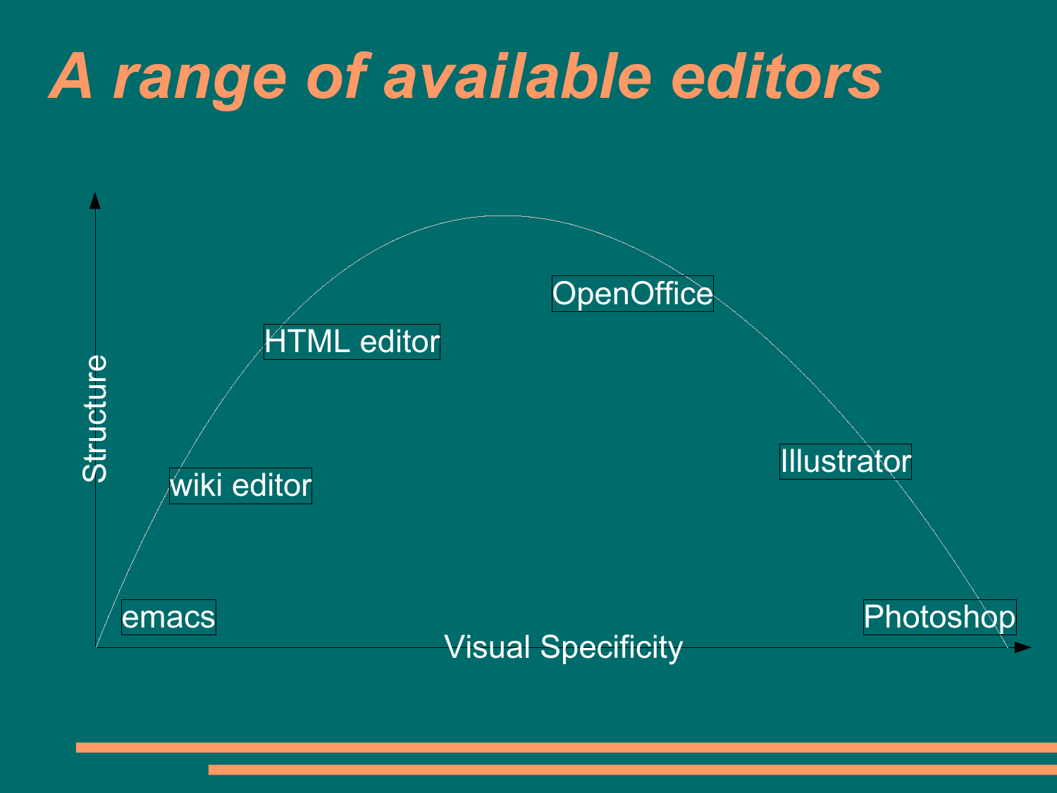# A range of available editors

Structure

Visual Specificity

emacs

wiki editor

HTML editor

OpenOffice

Illustrator

Photoshop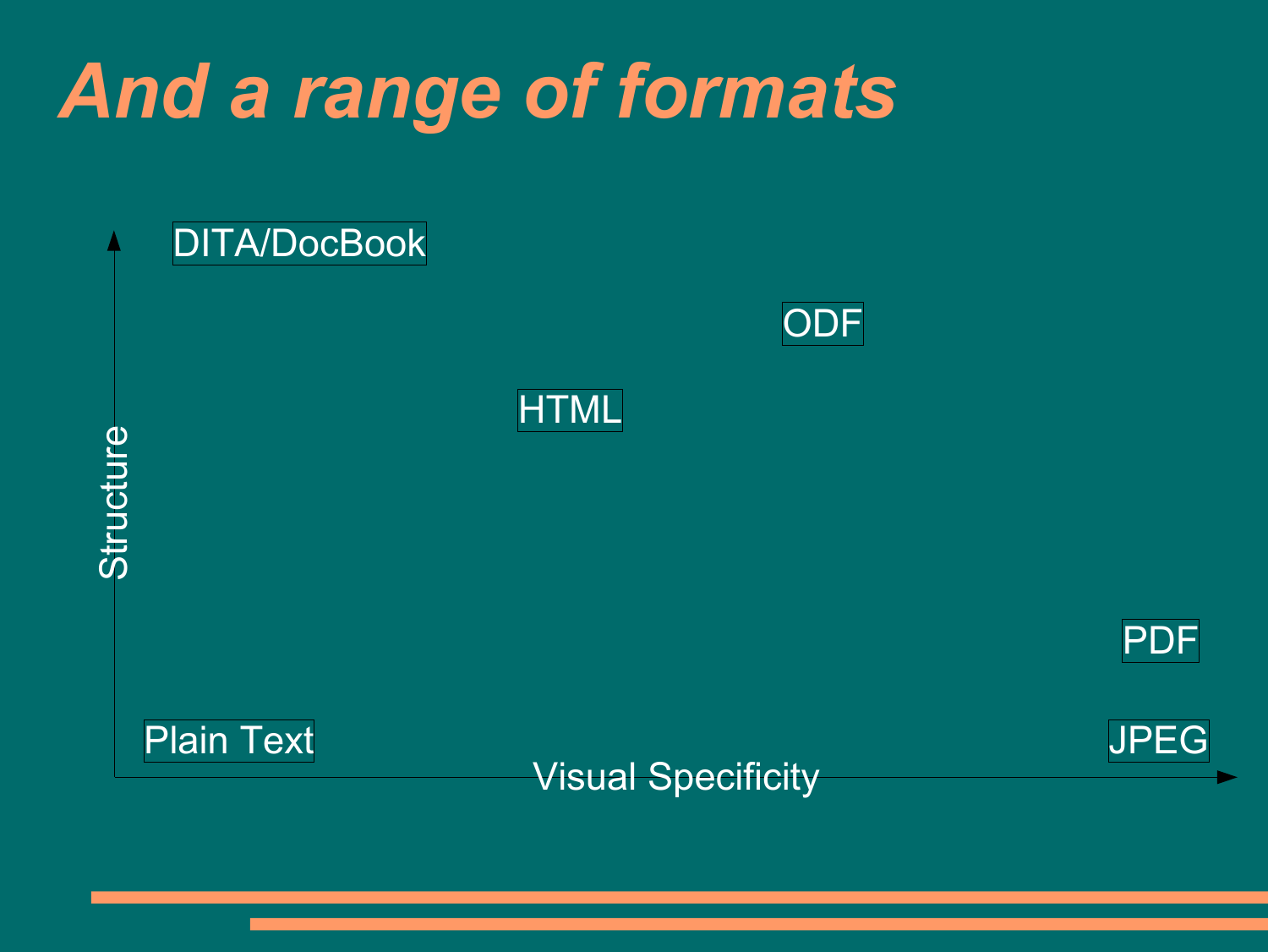# *And a range of formats*

Structure

DITA/DocBook

ODF

HTML

PDF

Plain Text

JPEG

Visual Specificity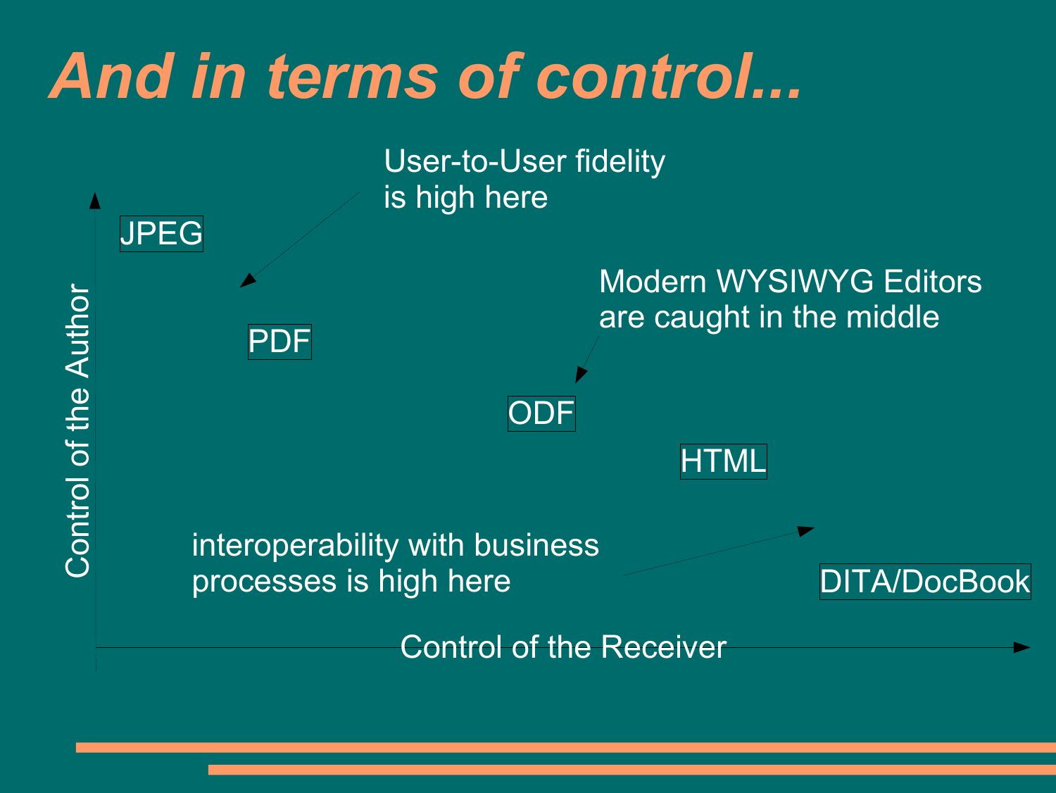# And in terms of control...

User-to-User fidelity is high here

JPEG

PDF

Modern WYSIWYG Editors are caught in the middle

ODF

HTML

interoperability with business processes is high here

DITA/DocBook

Control of the Author

Control of the Receiver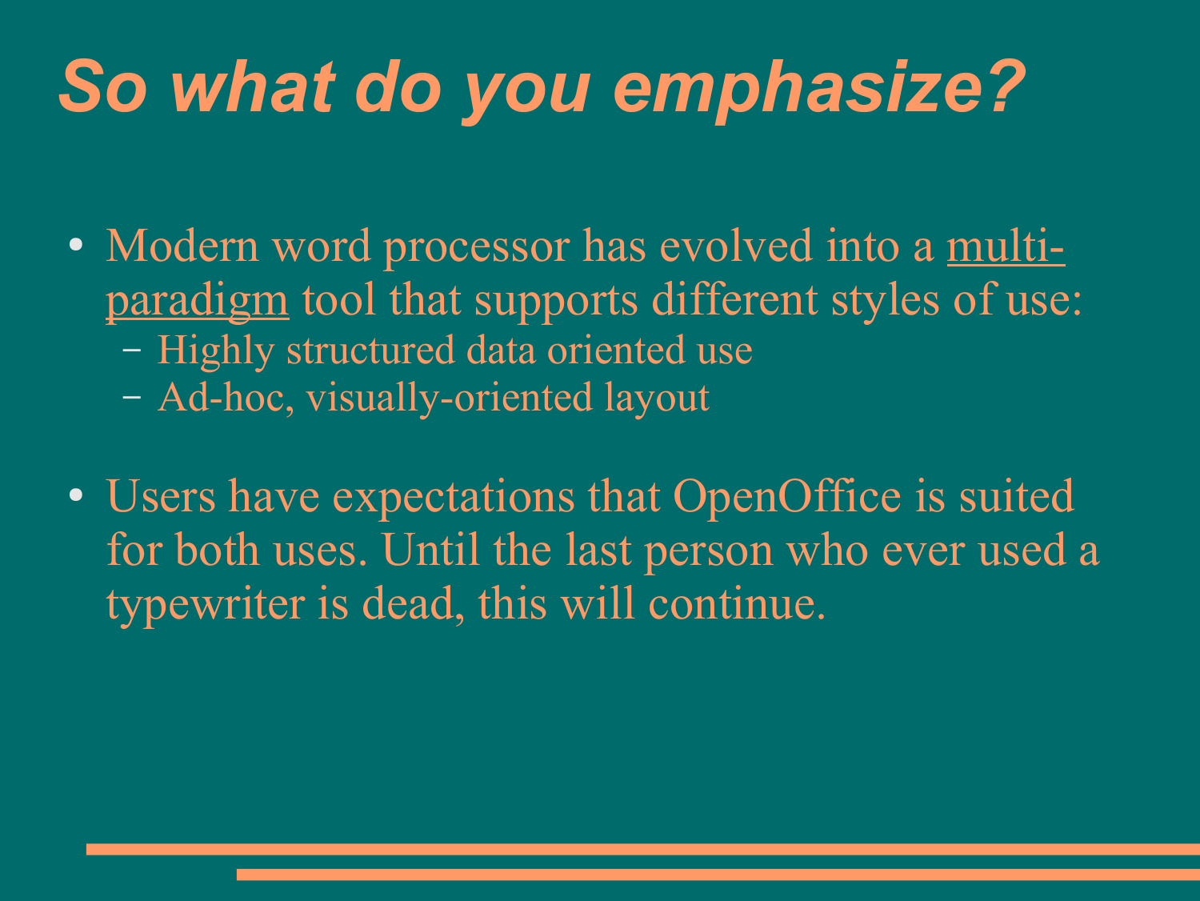# *So what do you emphasize?*

- Modern word processor has evolved into a <u>multi-paradigm</u> tool that supports different styles of use:
  - Highly structured data oriented use
  - Ad-hoc, visually-oriented layout
- Users have expectations that OpenOffice is suited for both uses. Until the last person who ever used a typewriter is dead, this will continue.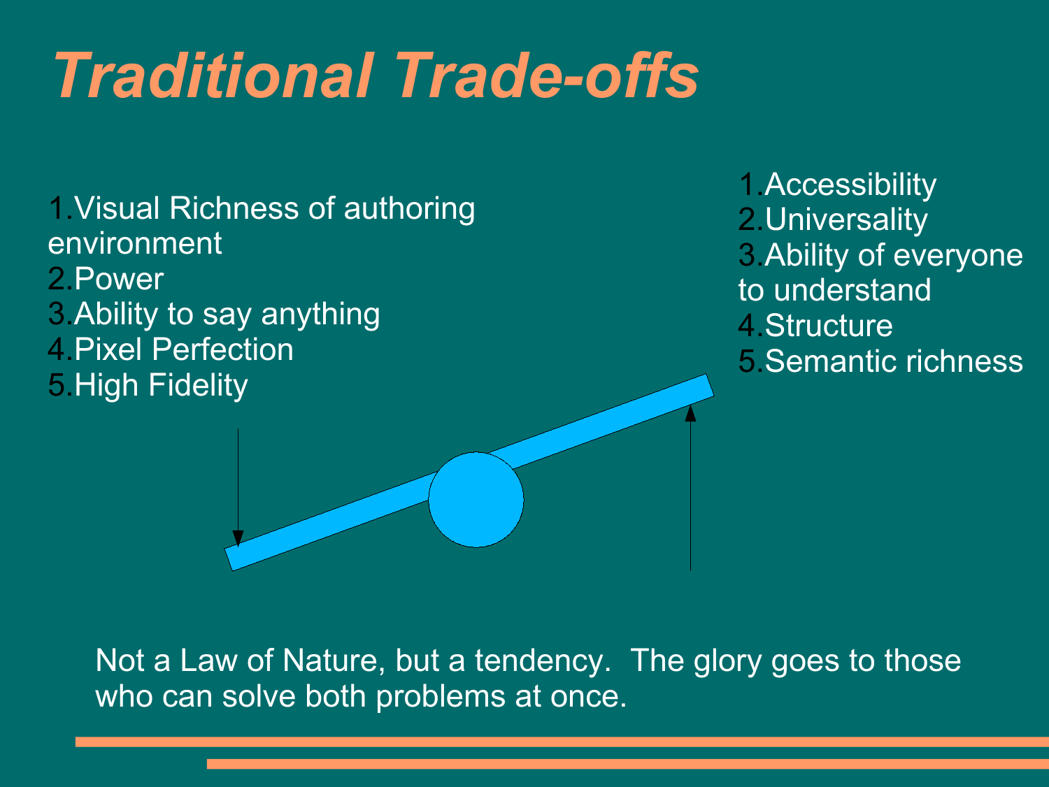# *Traditional Trade-offs*

1. Visual Richness of authoring environment
2. Power
3. Ability to say anything
4. Pixel Perfection
5. High Fidelity

1. Accessibility
2. Universality
3. Ability of everyone to understand
4. Structure
5. Semantic richness

Not a Law of Nature, but a tendency. The glory goes to those who can solve both problems at once.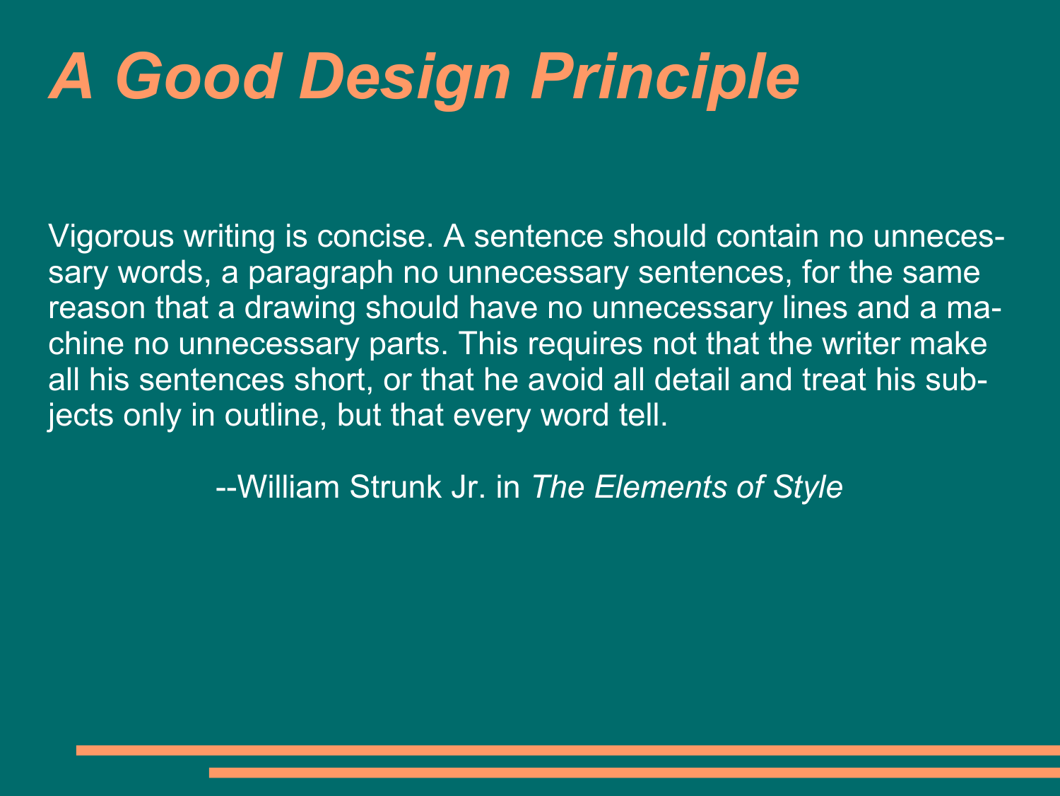# *A Good Design Principle*

Vigorous writing is concise. A sentence should contain no unnecessary words, a paragraph no unnecessary sentences, for the same reason that a drawing should have no unnecessary lines and a machine no unnecessary parts. This requires not that the writer make all his sentences short, or that he avoid all detail and treat his subjects only in outline, but that every word tell.

--William Strunk Jr. in *The Elements of Style*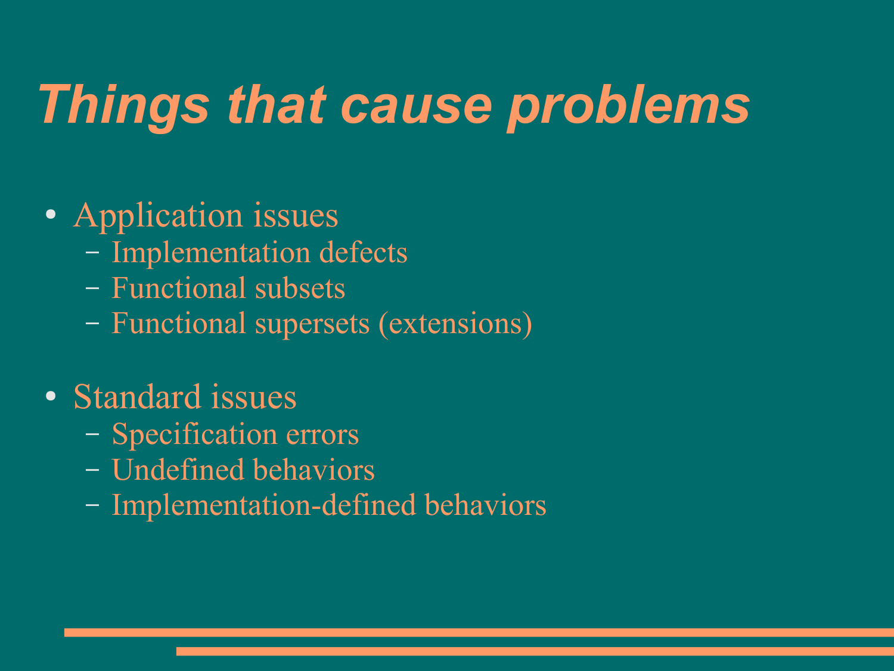# Things that cause problems

- Application issues
  - Implementation defects
  - Functional subsets
  - Functional supersets (extensions)
- Standard issues
  - Specification errors
  - Undefined behaviors
  - Implementation-defined behaviors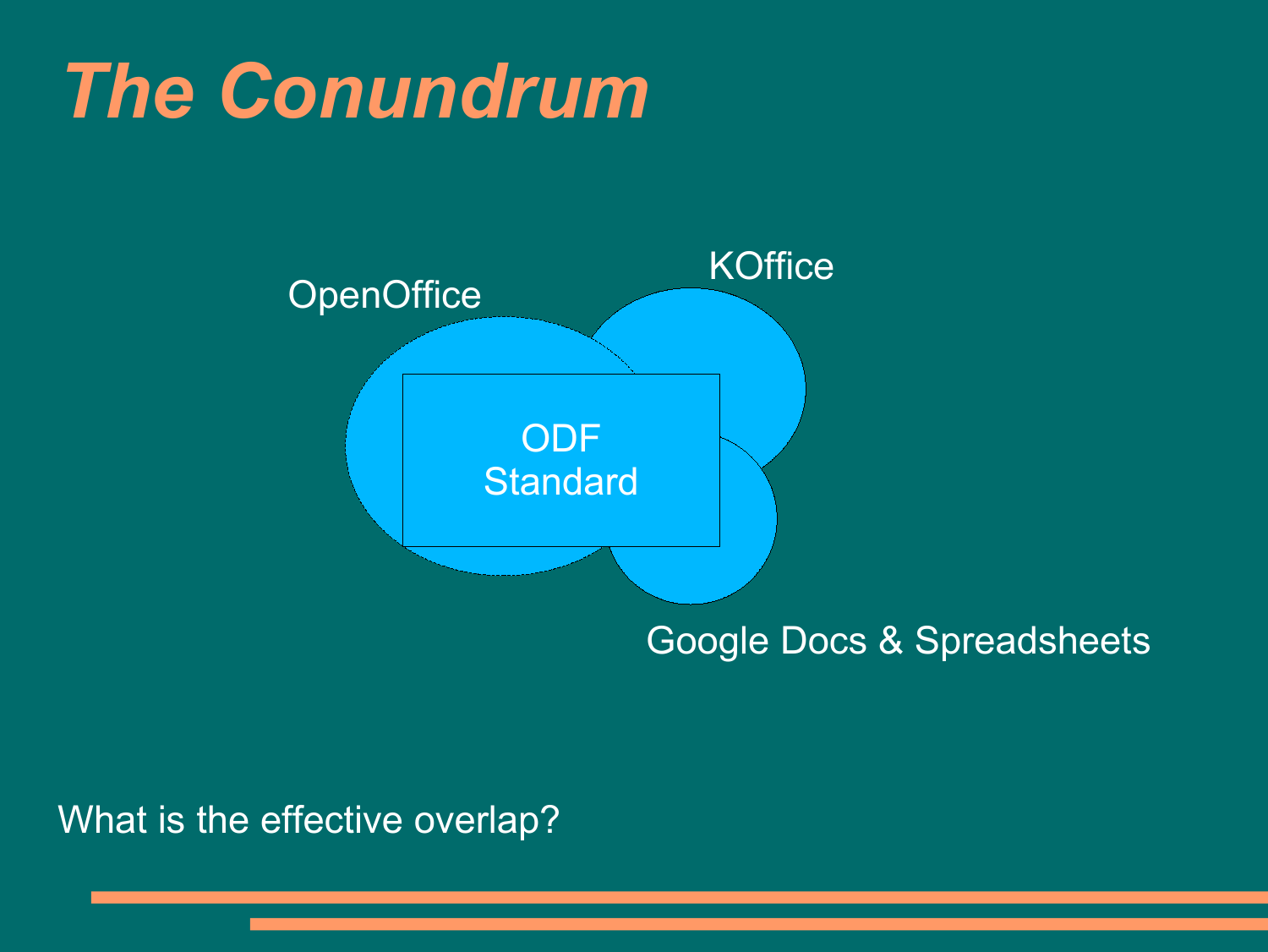# *The Conundrum*

OpenOffice

KOffice

ODF Standard

Google Docs & Spreadsheets

What is the effective overlap?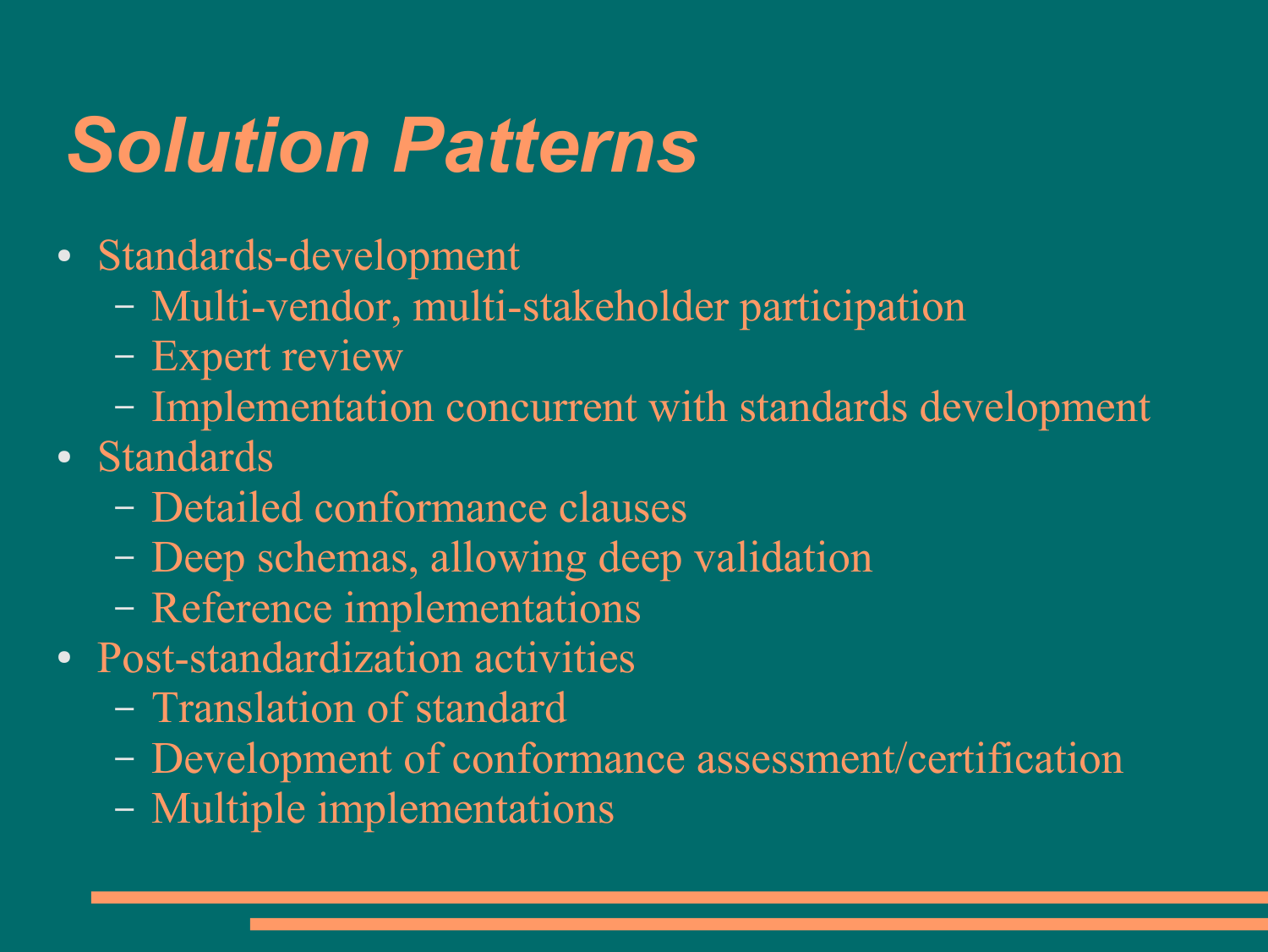# *Solution Patterns*

- Standards-development
  - Multi-vendor, multi-stakeholder participation
  - Expert review
  - Implementation concurrent with standards development
- Standards
  - Detailed conformance clauses
  - Deep schemas, allowing deep validation
  - Reference implementations
- Post-standardization activities
  - Translation of standard
  - Development of conformance assessment/certification
  - Multiple implementations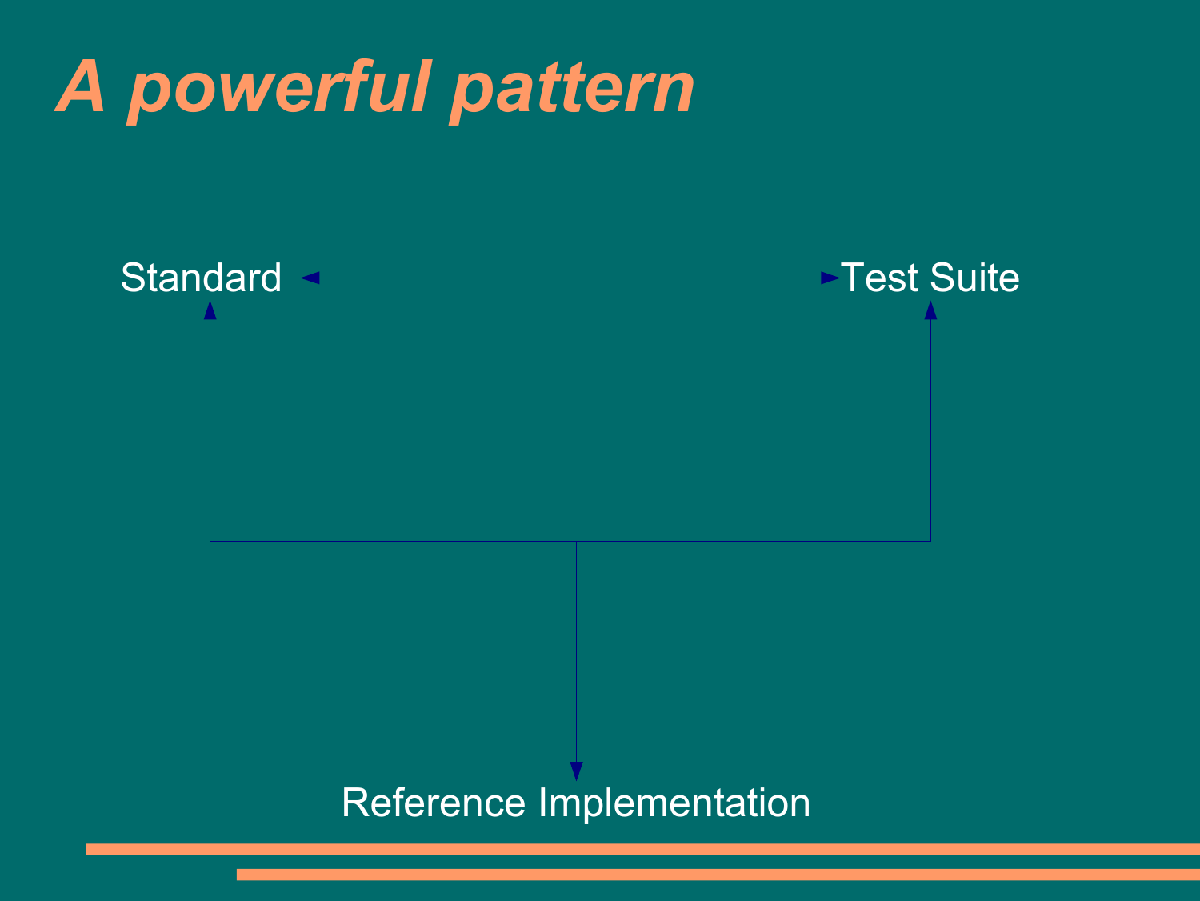# *A powerful pattern*

Standard

Test Suite

Reference Implementation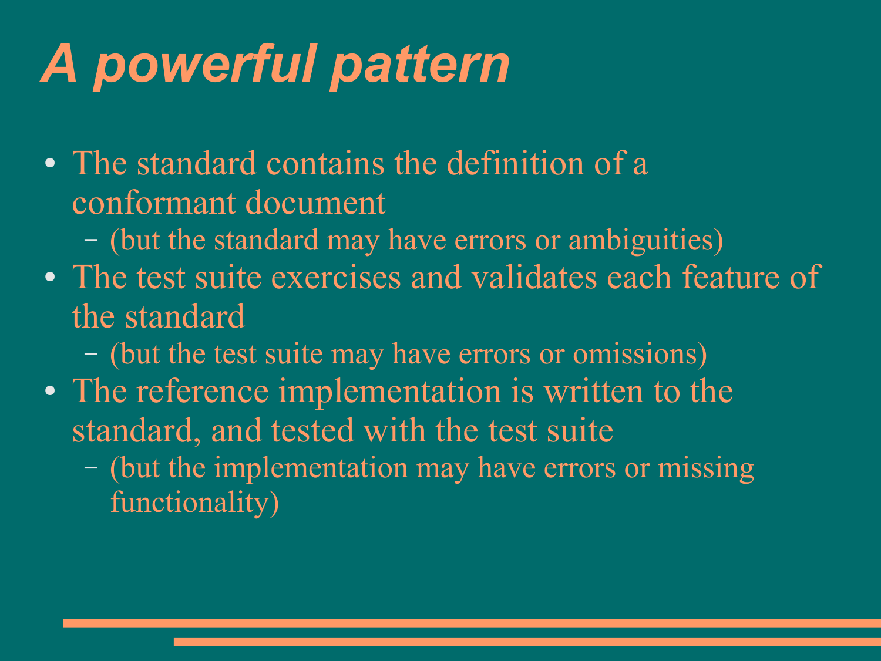# *A powerful pattern*

- The standard contains the definition of a conformant document
  - (but the standard may have errors or ambiguities)
- The test suite exercises and validates each feature of the standard
  - (but the test suite may have errors or omissions)
- The reference implementation is written to the standard, and tested with the test suite
  - (but the implementation may have errors or missing functionality)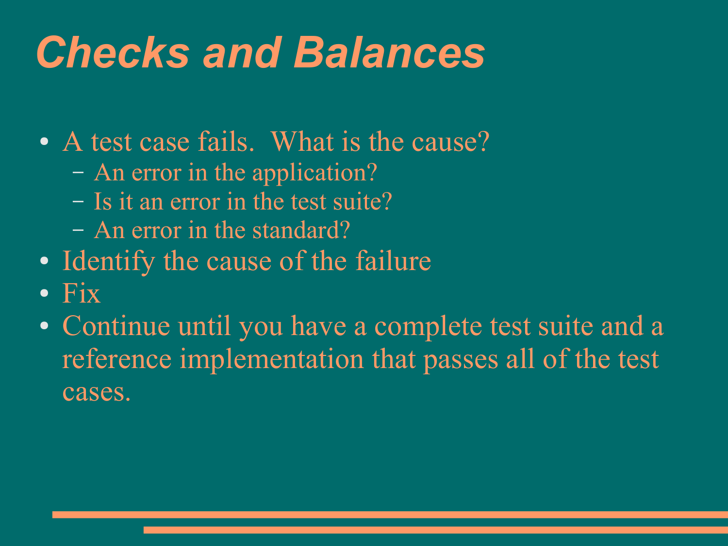# Checks and Balances

- A test case fails.  What is the cause?
  - An error in the application?
  - Is it an error in the test suite?
  - An error in the standard?
- Identify the cause of the failure
- Fix
- Continue until you have a complete test suite and a reference implementation that passes all of the test cases.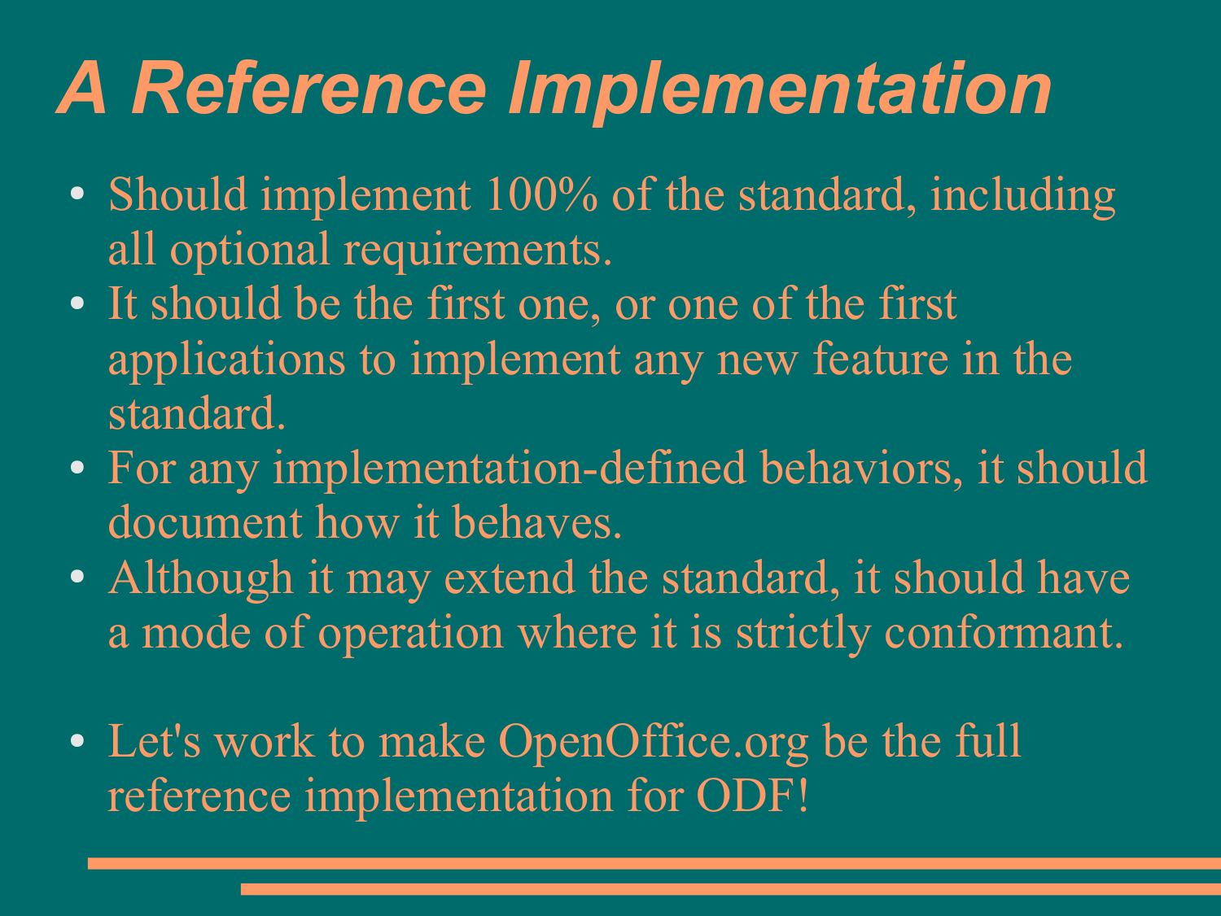# *A Reference Implementation*

- Should implement 100% of the standard, including all optional requirements.
- It should be the first one, or one of the first applications to implement any new feature in the standard.
- For any implementation-defined behaviors, it should document how it behaves.
- Although it may extend the standard, it should have a mode of operation where it is strictly conformant.

- Let's work to make OpenOffice.org be the full reference implementation for ODF!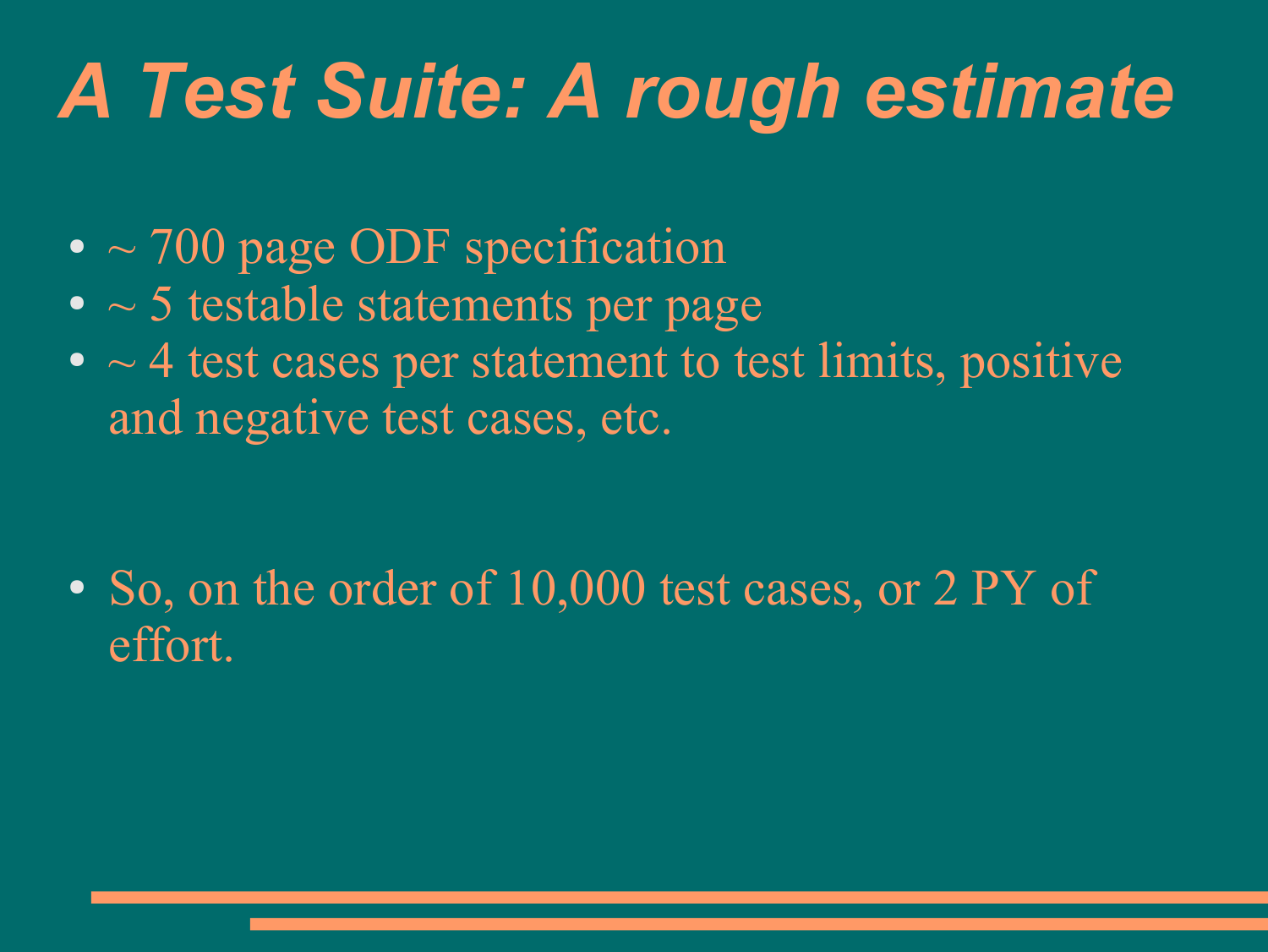# *A Test Suite: A rough estimate*

- ~ 700 page ODF specification
- ~ 5 testable statements per page
- ~ 4 test cases per statement to test limits, positive and negative test cases, etc.

- So, on the order of 10,000 test cases, or 2 PY of effort.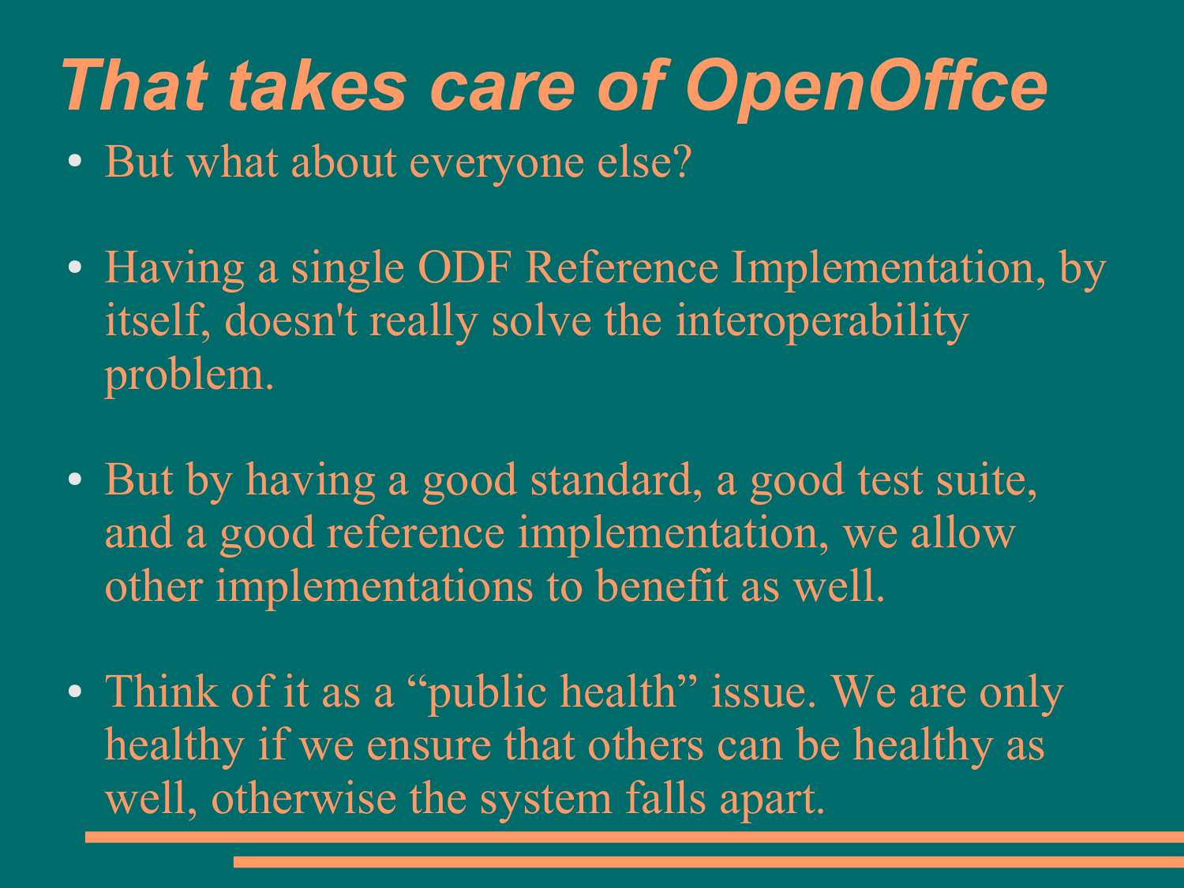# *That takes care of OpenOffce*

- But what about everyone else?

- Having a single ODF Reference Implementation, by itself, doesn't really solve the interoperability problem.

- But by having a good standard, a good test suite, and a good reference implementation, we allow other implementations to benefit as well.

- Think of it as a “public health” issue. We are only healthy if we ensure that others can be healthy as well, otherwise the system falls apart.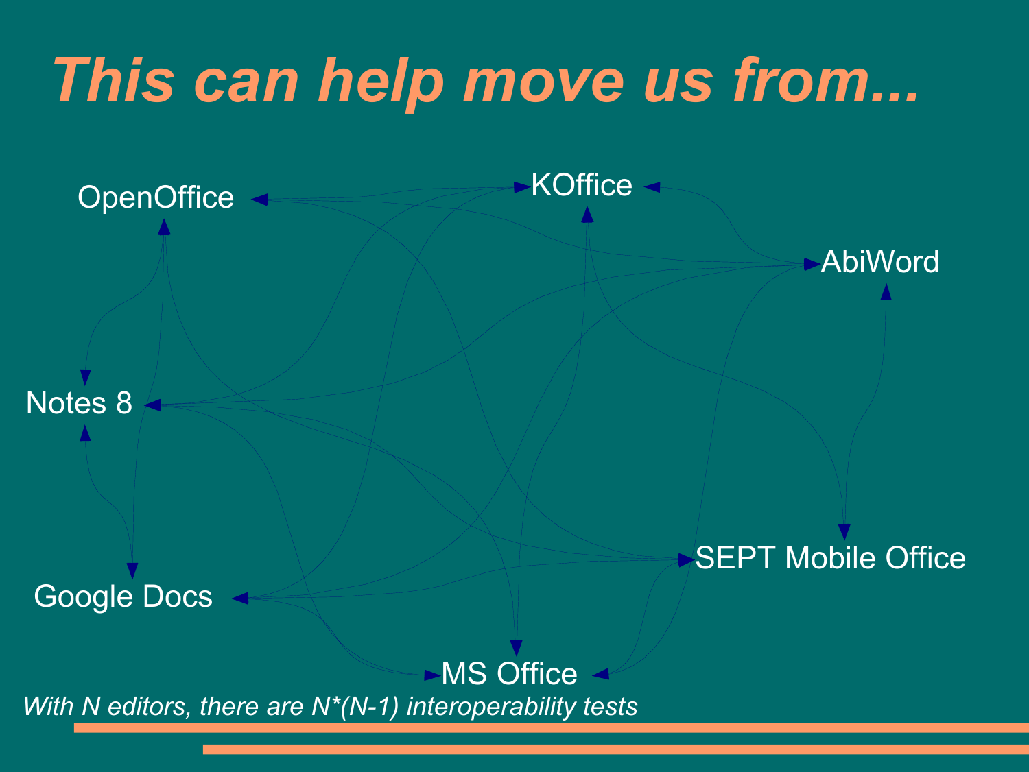# This can help move us from...

OpenOffice

KOffice

AbiWord

Notes 8

SEPT Mobile Office

Google Docs

MS Office

*With N editors, there are N*(N-1) interoperability tests*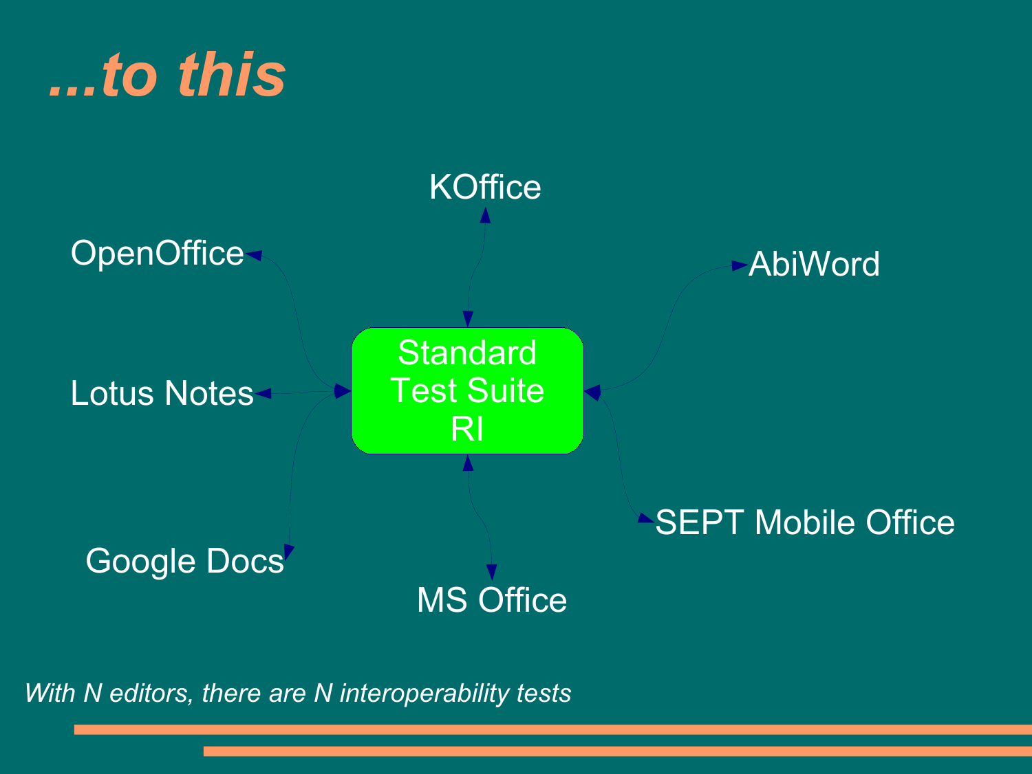# ...to this

- KOffice
- OpenOffice
- AbiWord
- Lotus Notes
- Standard Test Suite RI
- Google Docs
- MS Office
- SEPT Mobile Office

*With N editors, there are N interoperability tests*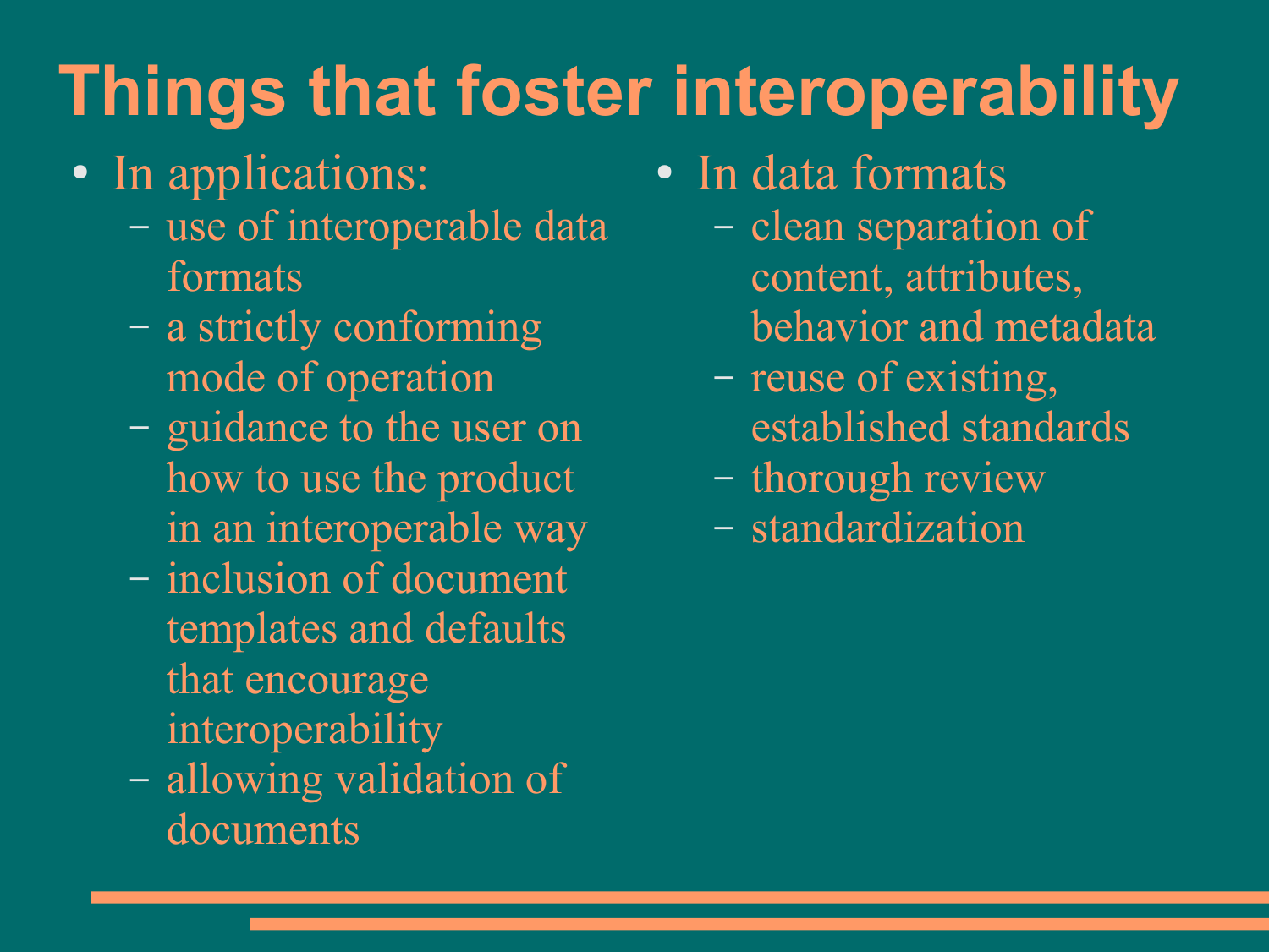# Things that foster interoperability

- In applications:
  - use of interoperable data formats
  - a strictly conforming mode of operation
  - guidance to the user on how to use the product in an interoperable way
  - inclusion of document templates and defaults that encourage interoperability
  - allowing validation of documents
- In data formats
  - clean separation of content, attributes, behavior and metadata
  - reuse of existing, established standards
  - thorough review
  - standardization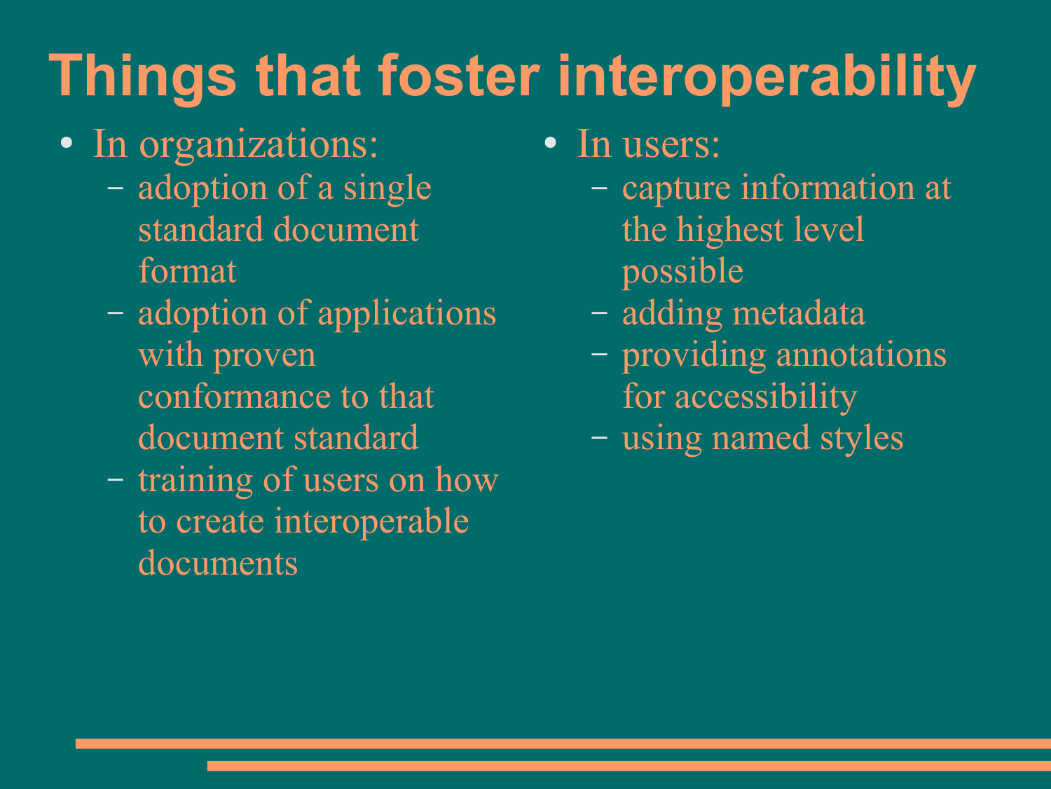# Things that foster interoperability

- In organizations:
  - adoption of a single standard document format
  - adoption of applications with proven conformance to that document standard
  - training of users on how to create interoperable documents
- In users:
  - capture information at the highest level possible
  - adding metadata
  - providing annotations for accessibility
  - using named styles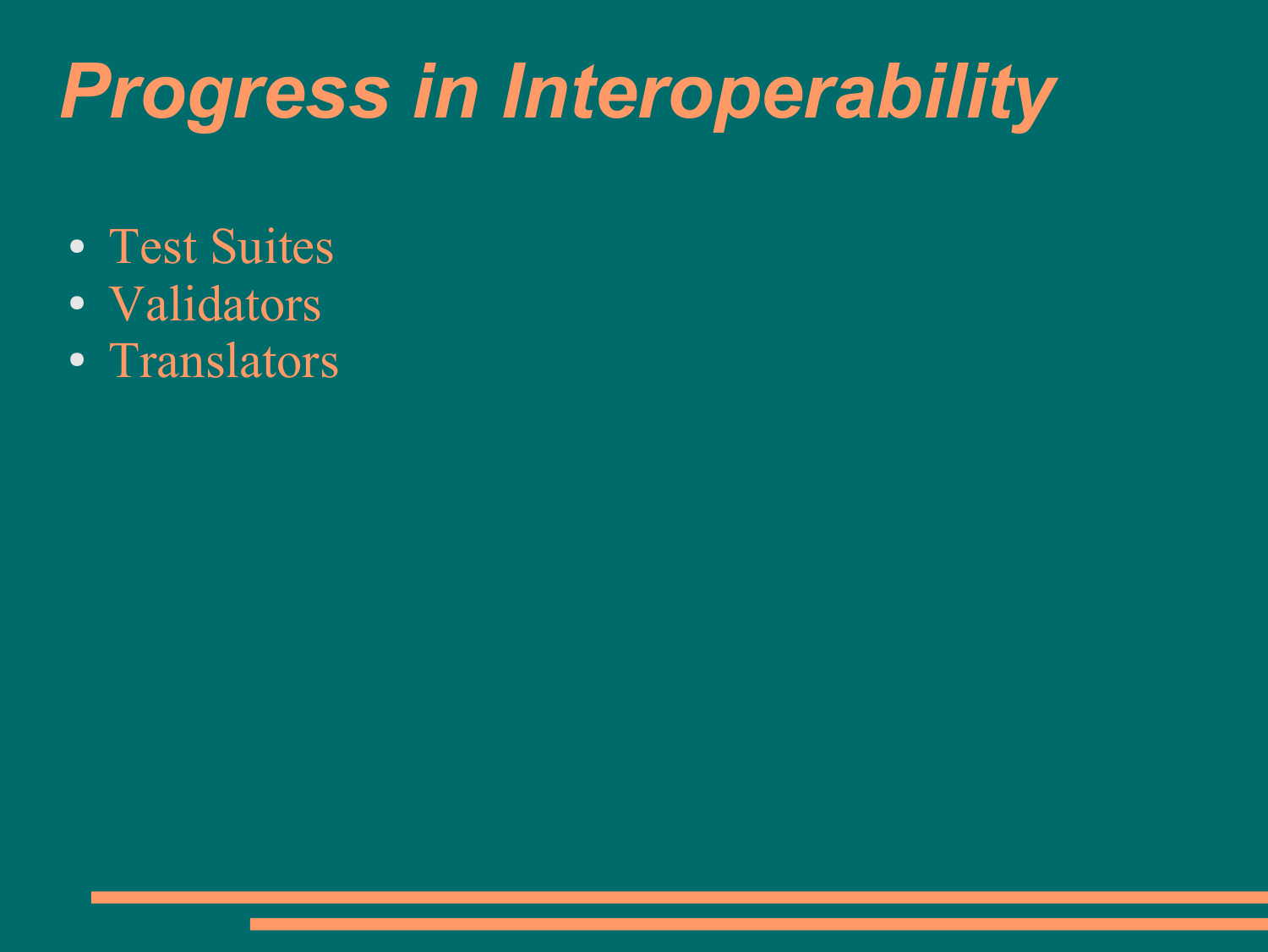# *Progress in Interoperability*

- Test Suites
- Validators
- Translators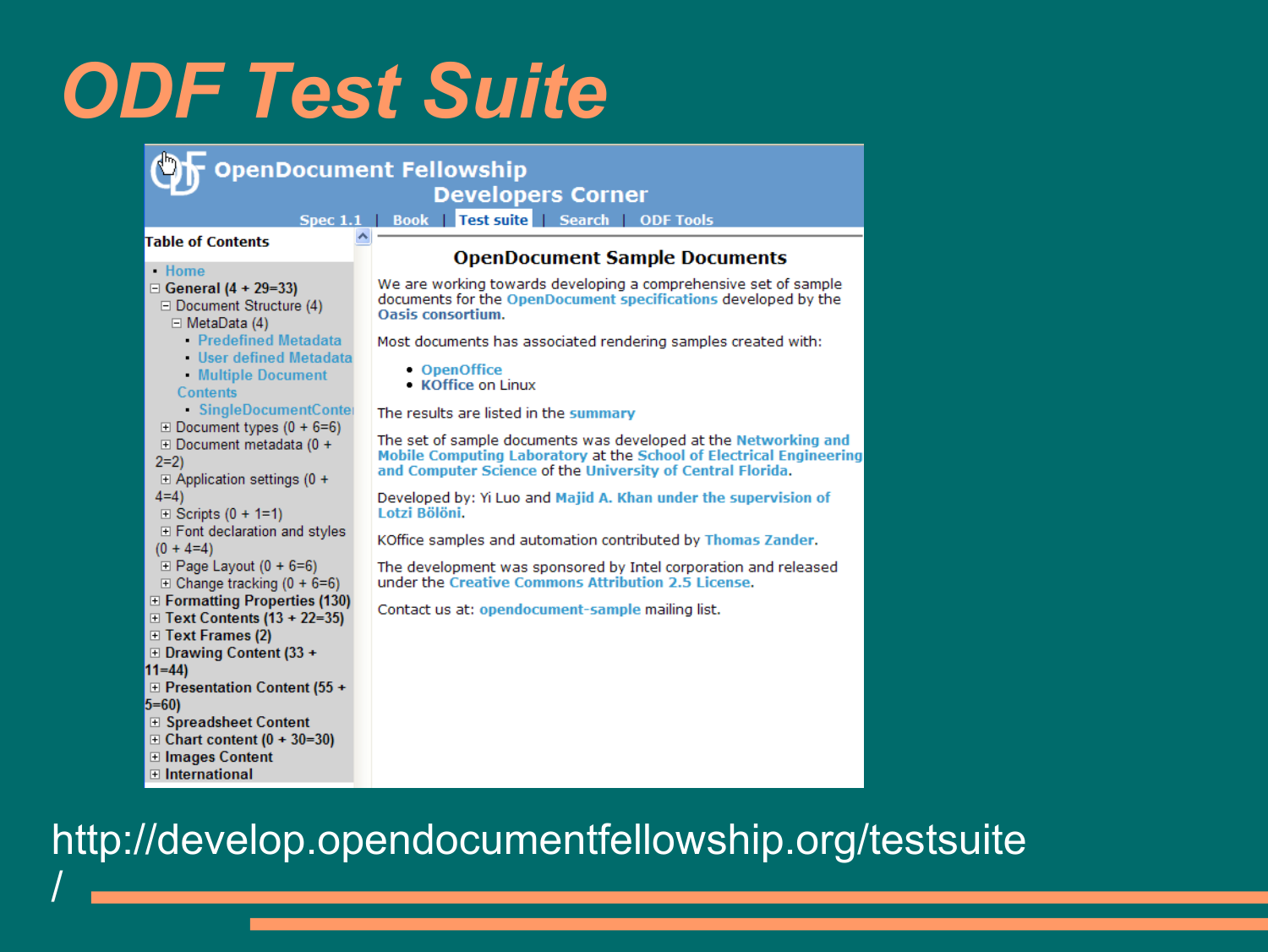# ODF Test Suite

**OpenDocument Fellowship**
**Developers Corner**

Spec 1.1 | Book | Test suite | Search | ODF Tools

**Table of Contents**

- Home
- General (4 + 29=33)
  - Document Structure (4)
    - MetaData (4)
      - Predefined Metadata
      - User defined Metadata
      - Multiple Document Contents
      - SingleDocumentConte
  - Document types (0 + 6=6)
  - Document metadata (0 + 2=2)
  - Application settings (0 + 4=4)
  - Scripts (0 + 1=1)
  - Font declaration and styles (0 + 4=4)
  - Page Layout (0 + 6=6)
  - Change tracking (0 + 6=6)
- Formatting Properties (130)
- Text Contents (13 + 22=35)
- Text Frames (2)
- Drawing Content (33 + 11=44)
- Presentation Content (55 + 5=60)
- Spreadsheet Content
- Chart content (0 + 30=30)
- Images Content
- International

## OpenDocument Sample Documents

We are working towards developing a comprehensive set of sample documents for the OpenDocument specifications developed by the Oasis consortium.

Most documents has associated rendering samples created with:

- OpenOffice
- KOffice on Linux

The results are listed in the summary

The set of sample documents was developed at the Networking and Mobile Computing Laboratory at the School of Electrical Engineering and Computer Science of the University of Central Florida.

Developed by: Yi Luo and Majid A. Khan under the supervision of Lotzi Bölöni.

KOffice samples and automation contributed by Thomas Zander.

The development was sponsored by Intel corporation and released under the Creative Commons Attribution 2.5 License.

Contact us at: opendocument-sample mailing list.

http://develop.opendocumentfellowship.org/testsuite/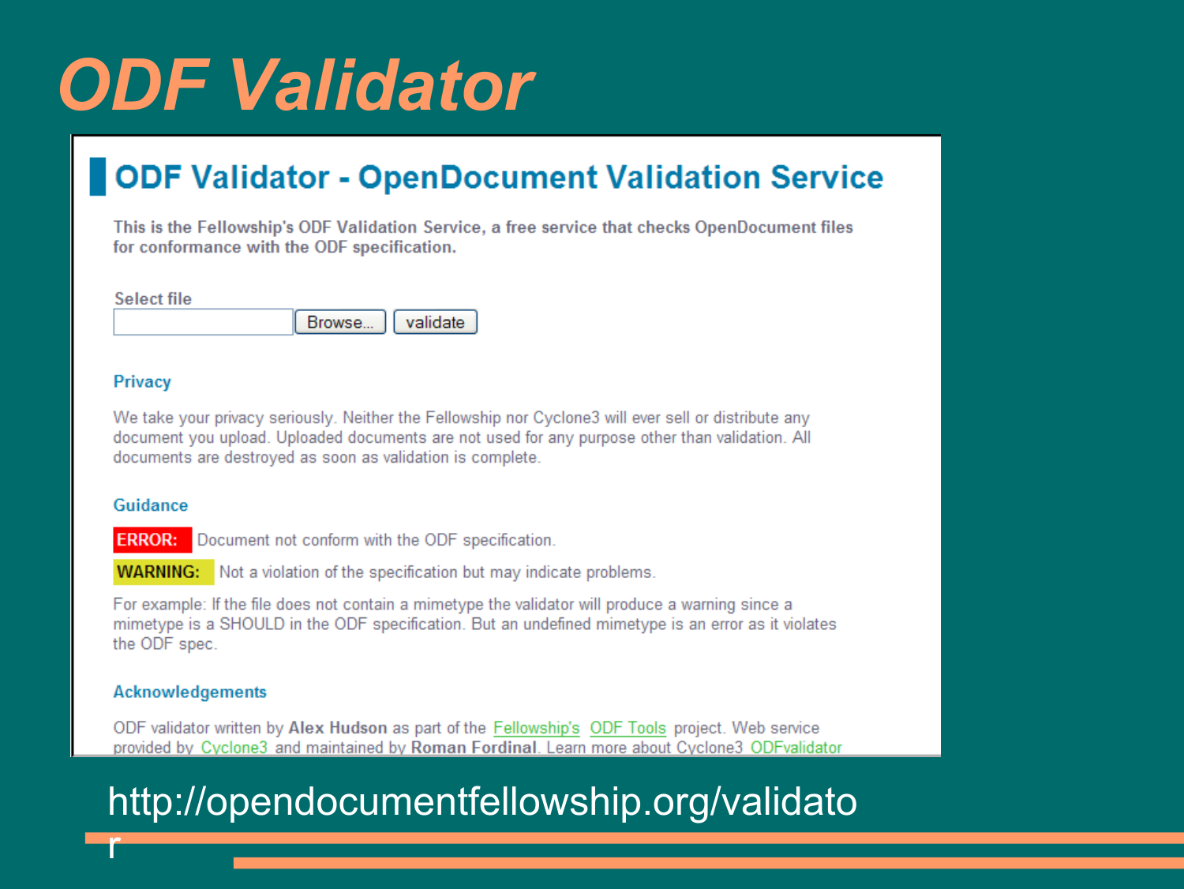# ODF Validator

## ODF Validator - OpenDocument Validation Service

This is the Fellowship's ODF Validation Service, a free service that checks OpenDocument files for conformance with the ODF specification.

Select file

[Browse...] [validate]

### Privacy

We take your privacy seriously. Neither the Fellowship nor Cyclone3 will ever sell or distribute any document you upload. Uploaded documents are not used for any purpose other than validation. All documents are destroyed as soon as validation is complete.

### Guidance

**ERROR:** Document not conform with the ODF specification.

**WARNING:** Not a violation of the specification but may indicate problems.

For example: If the file does not contain a mimetype the validator will produce a warning since a mimetype is a SHOULD in the ODF specification. But an undefined mimetype is an error as it violates the ODF spec.

### Acknowledgements

ODF validator written by **Alex Hudson** as part of the Fellowship's ODF Tools project. Web service provided by Cyclone3 and maintained by **Roman Fordinal**. Learn more about Cyclone3 ODFvalidator

http://opendocumentfellowship.org/validator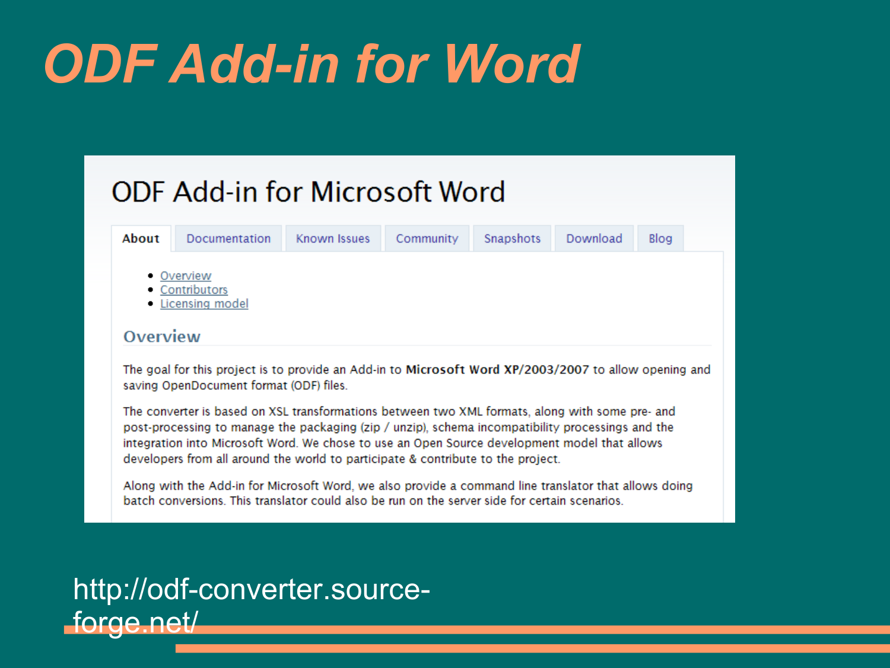# ODF Add-in for Word

## ODF Add-in for Microsoft Word

About | Documentation | Known Issues | Community | Snapshots | Download | Blog

- Overview
- Contributors
- Licensing model

### Overview

The goal for this project is to provide an Add-in to **Microsoft Word XP/2003/2007** to allow opening and saving OpenDocument format (ODF) files.

The converter is based on XSL transformations between two XML formats, along with some pre- and post-processing to manage the packaging (zip / unzip), schema incompatibility processings and the integration into Microsoft Word. We chose to use an Open Source development model that allows developers from all around the world to participate & contribute to the project.

Along with the Add-in for Microsoft Word, we also provide a command line translator that allows doing batch conversions. This translator could also be run on the server side for certain scenarios.

http://odf-converter.sourceforge.net/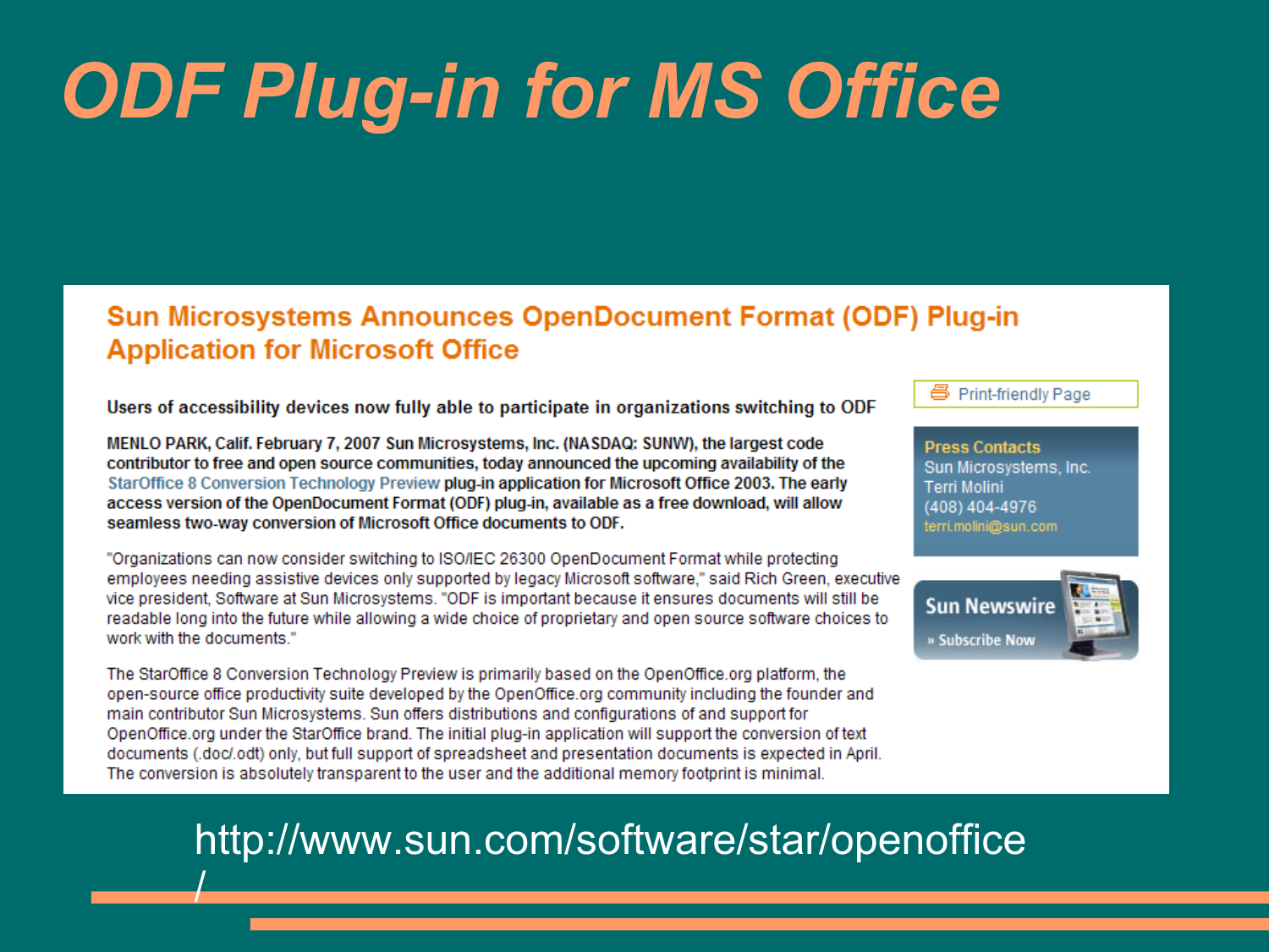# ODF Plug-in for MS Office

## Sun Microsystems Announces OpenDocument Format (ODF) Plug-in Application for Microsoft Office

Print-friendly Page

**Users of accessibility devices now fully able to participate in organizations switching to ODF**

**MENLO PARK, Calif. February 7, 2007 Sun Microsystems, Inc. (NASDAQ: SUNW), the largest code contributor to free and open source communities, today announced the upcoming availability of the StarOffice 8 Conversion Technology Preview plug-in application for Microsoft Office 2003. The early access version of the OpenDocument Format (ODF) plug-in, available as a free download, will allow seamless two-way conversion of Microsoft Office documents to ODF.**

"Organizations can now consider switching to ISO/IEC 26300 OpenDocument Format while protecting employees needing assistive devices only supported by legacy Microsoft software," said Rich Green, executive vice president, Software at Sun Microsystems. "ODF is important because it ensures documents will still be readable long into the future while allowing a wide choice of proprietary and open source software choices to work with the documents."

The StarOffice 8 Conversion Technology Preview is primarily based on the OpenOffice.org platform, the open-source office productivity suite developed by the OpenOffice.org community including the founder and main contributor Sun Microsystems. Sun offers distributions and configurations of and support for OpenOffice.org under the StarOffice brand. The initial plug-in application will support the conversion of text documents (.doc/.odt) only, but full support of spreadsheet and presentation documents is expected in April. The conversion is absolutely transparent to the user and the additional memory footprint is minimal.

**Press Contacts**
Sun Microsystems, Inc.
Terri Molini
(408) 404-4976
terri.molini@sun.com

**Sun Newswire**
» Subscribe Now

http://www.sun.com/software/star/openoffice/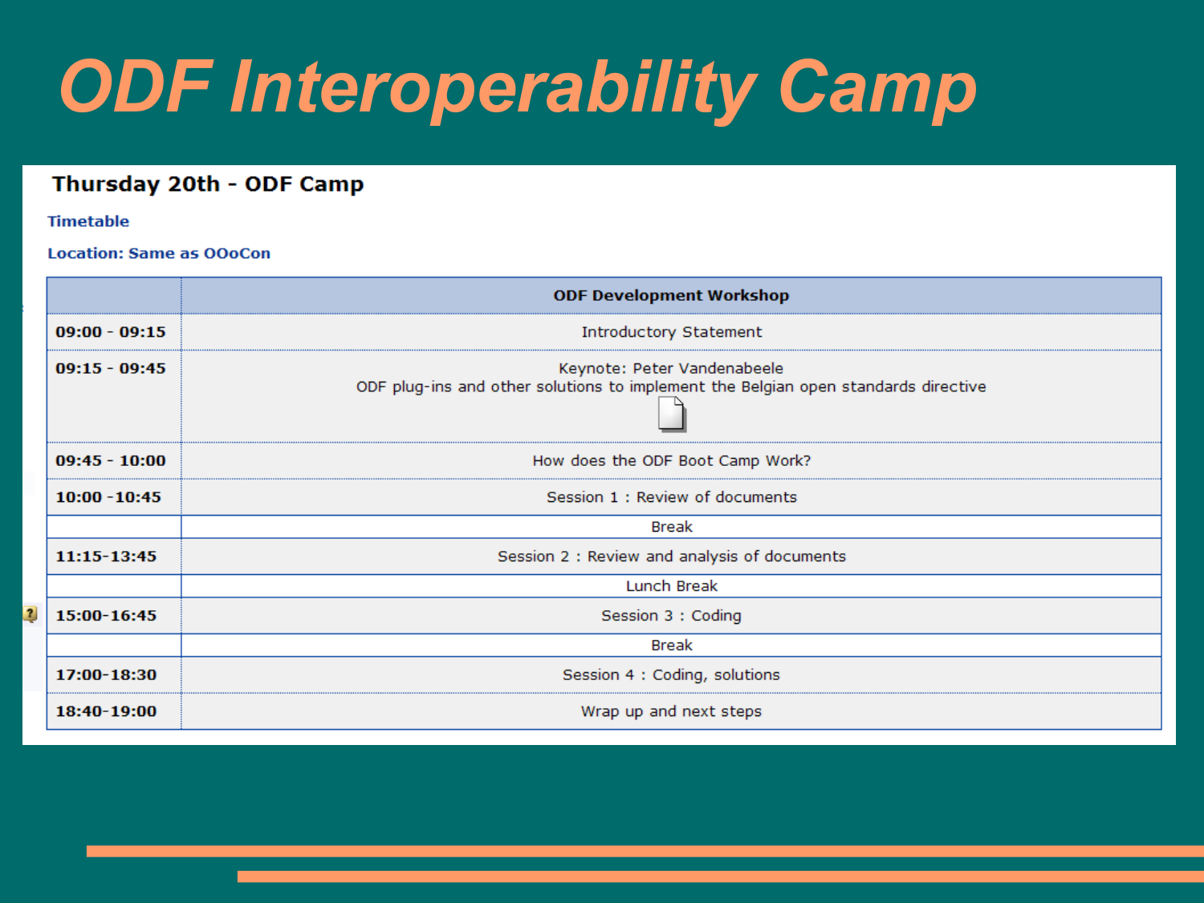# ODF Interoperability Camp

## Thursday 20th - ODF Camp

**Timetable**

**Location: Same as OOoCon**

| | ODF Development Workshop |
|---|---|
| 09:00 - 09:15 | Introductory Statement |
| 09:15 - 09:45 | Keynote: Peter Vandenabeele<br>ODF plug-ins and other solutions to implement the Belgian open standards directive |
| 09:45 - 10:00 | How does the ODF Boot Camp Work? |
| 10:00 -10:45 | Session 1 : Review of documents |
| | Break |
| 11:15-13:45 | Session 2 : Review and analysis of documents |
| | Lunch Break |
| 15:00-16:45 | Session 3 : Coding |
| | Break |
| 17:00-18:30 | Session 4 : Coding, solutions |
| 18:40-19:00 | Wrap up and next steps |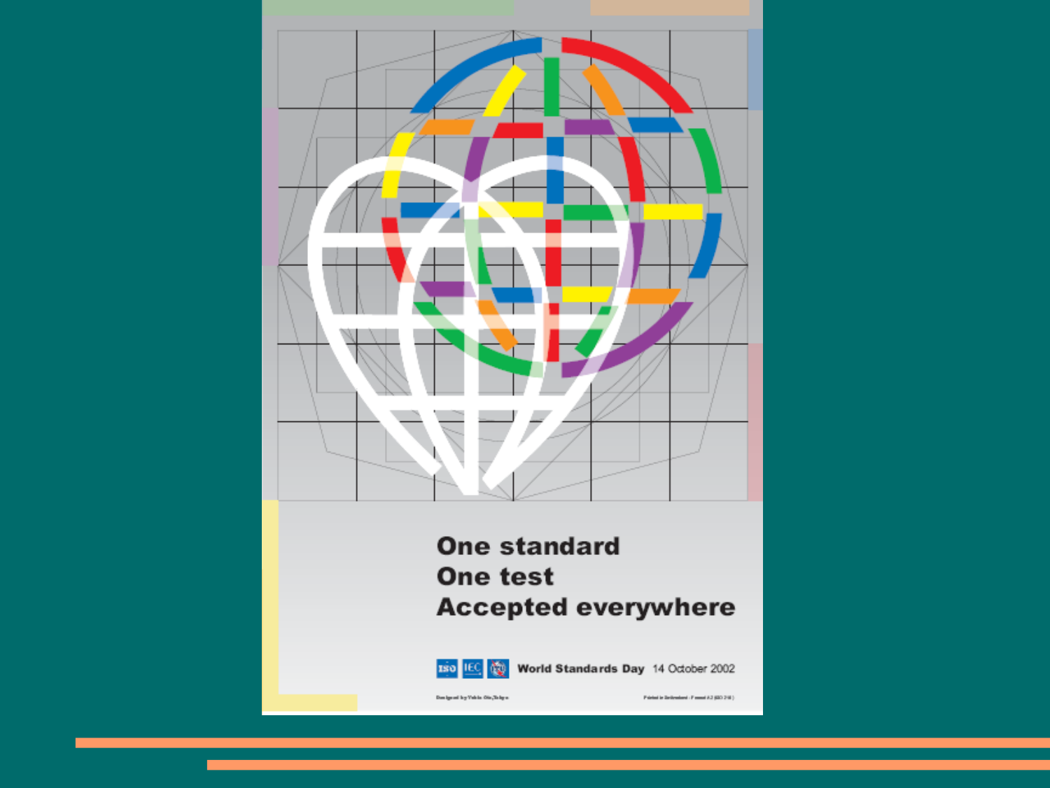One standard
One test
Accepted everywhere

World Standards Day 14 October 2002